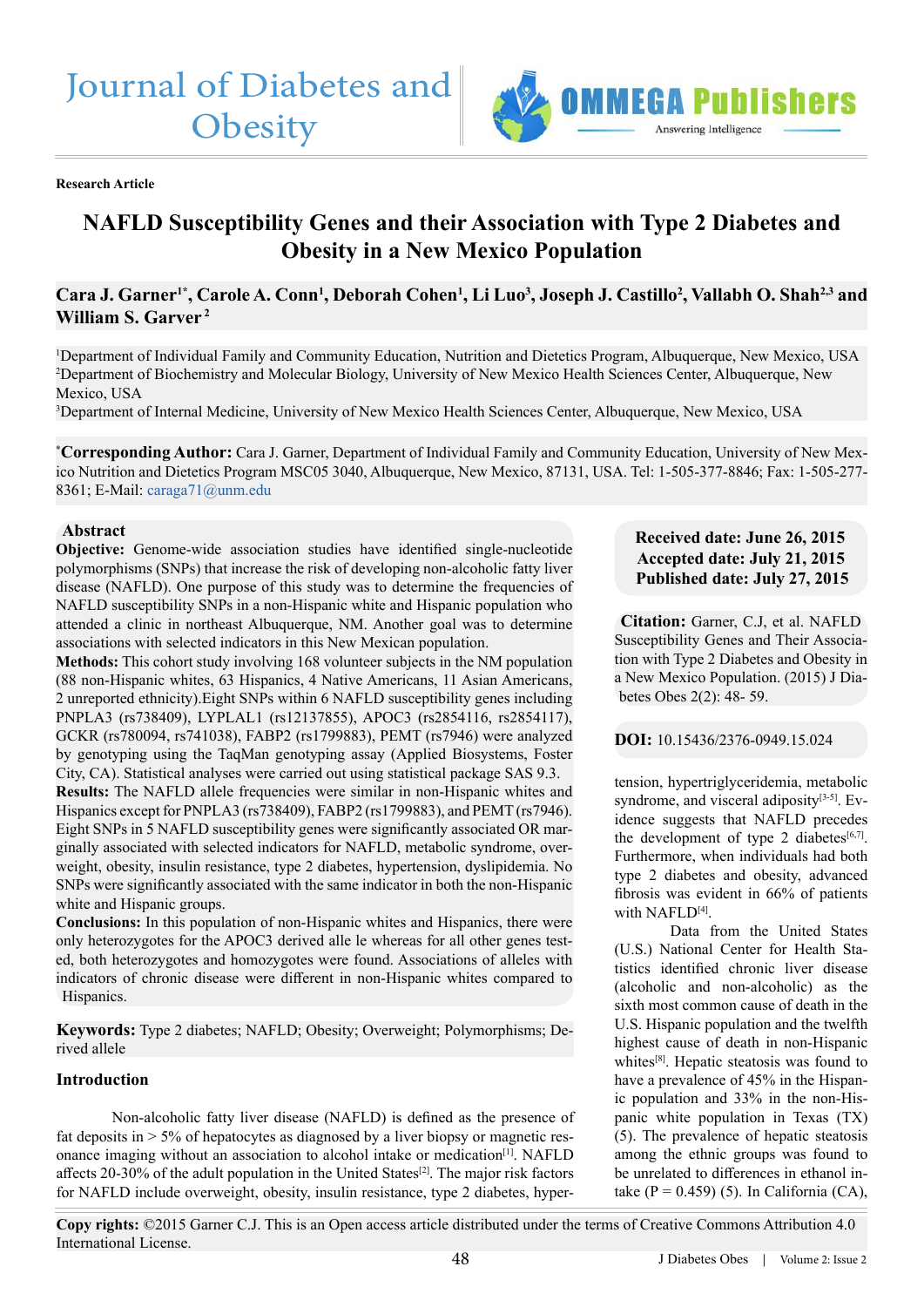Research Article

# NAFLD Susceptibility Genes and their Association with Type 2 Diabetes and Obesity in a New Mexico Population

**Cara J. Garner[1*], Carole A. Conn[1], Deborah Cohen[1], Li Luo[3], Joseph J. Castillo[2], Vallabh O. Shah[2,3] and William S. Garver[2]**

[1]Department of Individual Family and Community Education, Nutrition and Dietetics Program, Albuquerque, New Mexico, USA
[2]Department of Biochemistry and Molecular Biology, University of New Mexico Health Sciences Center, Albuquerque, New Mexico, USA
[3]Department of Internal Medicine, University of New Mexico Health Sciences Center, Albuquerque, New Mexico, USA

[*]**Corresponding Author:** Cara J. Garner, Department of Individual Family and Community Education, University of New Mexico Nutrition and Dietetics Program MSC05 3040, Albuquerque, New Mexico, 87131, USA. Tel: 1-505-377-8846; Fax: 1-505-277-8361; E-Mail: caraga71@unm.edu

**Received date: June 26, 2015**
**Accepted date: July 21, 2015**
**Published date: July 27, 2015**

**Citation:** Garner, C.J, et al. NAFLD Susceptibility Genes and Their Association with Type 2 Diabetes and Obesity in a New Mexico Population. (2015) J Diabetes Obes 2(2): 48- 59.

**DOI:** 10.15436/2376-0949.15.024

## Abstract

**Objective:** Genome-wide association studies have identified single-nucleotide polymorphisms (SNPs) that increase the risk of developing non-alcoholic fatty liver disease (NAFLD). One purpose of this study was to determine the frequencies of NAFLD susceptibility SNPs in a non-Hispanic white and Hispanic population who attended a clinic in northeast Albuquerque, NM. Another goal was to determine associations with selected indicators in this New Mexican population.

**Methods:** This cohort study involving 168 volunteer subjects in the NM population (88 non-Hispanic whites, 63 Hispanics, 4 Native Americans, 11 Asian Americans, 2 unreported ethnicity).Eight SNPs within 6 NAFLD susceptibility genes including PNPLA3 (rs738409), LYPLAL1 (rs12137855), APOC3 (rs2854116, rs2854117), GCKR (rs780094, rs741038), FABP2 (rs1799883), PEMT (rs7946) were analyzed by genotyping using the TaqMan genotyping assay (Applied Biosystems, Foster City, CA). Statistical analyses were carried out using statistical package SAS 9.3.

**Results:** The NAFLD allele frequencies were similar in non-Hispanic whites and Hispanics except for PNPLA3 (rs738409), FABP2 (rs1799883), and PEMT (rs7946). Eight SNPs in 5 NAFLD susceptibility genes were significantly associated OR marginally associated with selected indicators for NAFLD, metabolic syndrome, overweight, obesity, insulin resistance, type 2 diabetes, hypertension, dyslipidemia. No SNPs were significantly associated with the same indicator in both the non-Hispanic white and Hispanic groups.

**Conclusions:** In this population of non-Hispanic whites and Hispanics, there were only heterozygotes for the APOC3 derived alle le whereas for all other genes tested, both heterozygotes and homozygotes were found. Associations of alleles with indicators of chronic disease were different in non-Hispanic whites compared to Hispanics.

**Keywords:** Type 2 diabetes; NAFLD; Obesity; Overweight; Polymorphisms; Derived allele

## Introduction

Non-alcoholic fatty liver disease (NAFLD) is defined as the presence of fat deposits in > 5% of hepatocytes as diagnosed by a liver biopsy or magnetic resonance imaging without an association to alcohol intake or medication[1]. NAFLD affects 20-30% of the adult population in the United States[2]. The major risk factors for NAFLD include overweight, obesity, insulin resistance, type 2 diabetes, hypertension, hypertriglyceridemia, metabolic syndrome, and visceral adiposity[3-5]. Evidence suggests that NAFLD precedes the development of type 2 diabetes[6,7]. Furthermore, when individuals had both type 2 diabetes and obesity, advanced fibrosis was evident in 66% of patients with NAFLD[4].

Data from the United States (U.S.) National Center for Health Statistics identified chronic liver disease (alcoholic and non-alcoholic) as the sixth most common cause of death in the U.S. Hispanic population and the twelfth highest cause of death in non-Hispanic whites[8]. Hepatic steatosis was found to have a prevalence of 45% in the Hispanic population and 33% in the non-Hispanic white population in Texas (TX) (5). The prevalence of hepatic steatosis among the ethnic groups was found to be unrelated to differences in ethanol intake (P = 0.459) (5). In California (CA),

**Copy rights:** ©2015 Garner C.J. This is an Open access article distributed under the terms of Creative Commons Attribution 4.0 International License.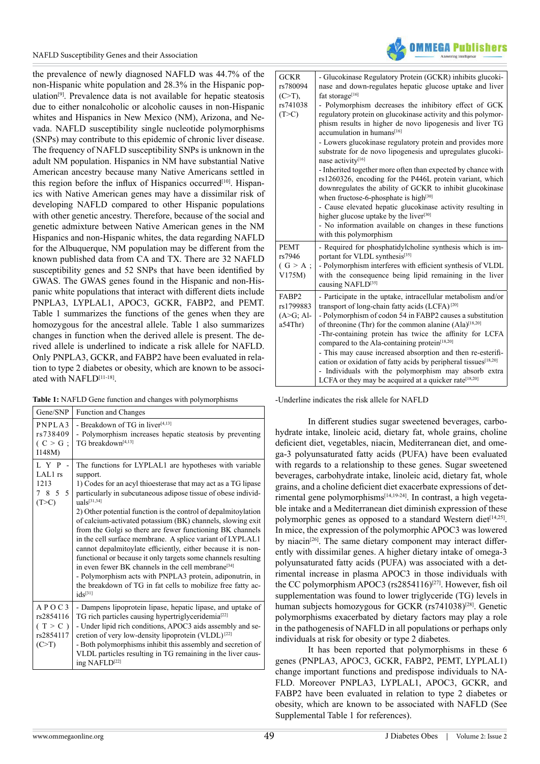the prevalence of newly diagnosed NAFLD was 44.7% of the non-Hispanic white population and 28.3% in the Hispanic population[9]. Prevalence data is not available for hepatic steatosis due to either nonalcoholic or alcoholic causes in non-Hispanic whites and Hispanics in New Mexico (NM), Arizona, and Nevada. NAFLD susceptibility single nucleotide polymorphisms (SNPs) may contribute to this epidemic of chronic liver disease. The frequency of NAFLD susceptibility SNPs is unknown in the adult NM population. Hispanics in NM have substantial Native American ancestry because many Native Americans settled in this region before the influx of Hispanics occurred[10]. Hispanics with Native American genes may have a dissimilar risk of developing NAFLD compared to other Hispanic populations with other genetic ancestry. Therefore, because of the social and genetic admixture between Native American genes in the NM Hispanics and non-Hispanic whites, the data regarding NAFLD for the Albuquerque, NM population may be different from the known published data from CA and TX. There are 32 NAFLD susceptibility genes and 52 SNPs that have been identified by GWAS. The GWAS genes found in the Hispanic and non-Hispanic white populations that interact with different diets include PNPLA3, LYPLAL1, APOC3, GCKR, FABP2, and PEMT. Table 1 summarizes the functions of the genes when they are homozygous for the ancestral allele. Table 1 also summarizes changes in function when the derived allele is present. The derived allele is underlined to indicate a risk allele for NAFLD. Only PNPLA3, GCKR, and FABP2 have been evaluated in relation to type 2 diabetes or obesity, which are known to be associated with NAFLD[11-18].

**Table 1:** NAFLD Gene function and changes with polymorphisms

| Gene/SNP | Function and Changes |
|---|---|
| PNPLA3 rs738409 ( C > G ; I148M) | - Breakdown of TG in liver[4,13]<br>- Polymorphism increases hepatic steatosis by preventing TG breakdown[4,13] |
| LYPLAL1 rs 1213 7855 (T>C) | The functions for LYPLAL1 are hypotheses with variable support.<br>1) Codes for an acyl thioesterase that may act as a TG lipase particularly in subcutaneous adipose tissue of obese individuals[31,34]<br>2) Other potential function is the control of depalmitoylation of calcium-activated potassium (BK) channels, slowing exit from the Golgi so there are fewer functioning BK channels in the cell surface membrane. A splice variant of LYPLAL1 cannot depalmitoylate efficiently, either because it is nonfunctional or because it only targets some channels resulting in even fewer BK channels in the cell membrane[34]<br>- Polymorphism acts with PNPLA3 protein, adiponutrin, in the breakdown of TG in fat cells to mobilize free fatty acids[31] |
| APOC3 rs2854116 ( T > C ) rs2854117 (C>T) | - Dampens lipoprotein lipase, hepatic lipase, and uptake of TG rich particles causing hypertriglyceridemia[22]<br>- Under lipid rich conditions, APOC3 aids assembly and secretion of very low-density lipoprotein (VLDL)[22]<br>- Both polymorphisms inhibit this assembly and secretion of VLDL particles resulting in TG remaining in the liver causing NAFLD[22] |
| GCKR rs780094 (C>T), rs741038 (T>C) | - Glucokinase Regulatory Protein (GCKR) inhibits glucokinase and down-regulates hepatic glucose uptake and liver fat storage[16]<br>- Polymorphism decreases the inhibitory effect of GCK regulatory protein on glucokinase activity and this polymorphism results in higher de novo lipogenesis and liver TG accumulation in humans[16]<br>- Lowers glucokinase regulatory protein and provides more substrate for de novo lipogenesis and upregulates glucokinase activity[16]<br>- Inherited together more often than expected by chance with rs1260326, encoding for the P446L protein variant, which downregulates the ability of GCKR to inhibit glucokinase when fructose-6-phosphate is high[30]<br>- Cause elevated hepatic glucokinase activity resulting in higher glucose uptake by the liver[30]<br>- No information available on changes in these functions with this polymorphism |
| PEMT rs7946 ( G > A ; V175M) | - Required for phosphatidylcholine synthesis which is important for VLDL synthesis[35]<br>- Polymorphism interferes with efficient synthesis of VLDL with the consequence being lipid remaining in the liver causing NAFLD[35] |
| FABP2 rs1799883 (A>G; Ala54Thr) | - Participate in the uptake, intracellular metabolism and/or transport of long-chain fatty acids (LCFA)[20]<br>- Polymorphism of codon 54 in FABP2 causes a substitution of threonine (Thr) for the common alanine (Ala)[18,20]<br>-Thr-containing protein has twice the affinity for LCFA compared to the Ala-containing protein[18,20]<br>- This may cause increased absorption and then re-esterification or oxidation of fatty acids by peripheral tissues[18,20]<br>- Individuals with the polymorphism may absorb extra LCFA or they may be acquired at a quicker rate[18,20] |

-Underline indicates the risk allele for NAFLD

In different studies sugar sweetened beverages, carbohydrate intake, linoleic acid, dietary fat, whole grains, choline deficient diet, vegetables, niacin, Mediterranean diet, and omega-3 polyunsaturated fatty acids (PUFA) have been evaluated with regards to a relationship to these genes. Sugar sweetened beverages, carbohydrate intake, linoleic acid, dietary fat, whole grains, and a choline deficient diet exacerbate expressions of detrimental gene polymorphisms[14,19-24]. In contrast, a high vegetable intake and a Mediterranean diet diminish expression of these polymorphic genes as opposed to a standard Western diet[14,25]. In mice, the expression of the polymorphic APOC3 was lowered by niacin[26]. The same dietary component may interact differently with dissimilar genes. A higher dietary intake of omega-3 polyunsaturated fatty acids (PUFA) was associated with a detrimental increase in plasma APOC3 in those individuals with the CC polymorphism APOC3 (rs2854116)[27]. However, fish oil supplementation was found to lower triglyceride (TG) levels in human subjects homozygous for GCKR (rs741038)[28]. Genetic polymorphisms exacerbated by dietary factors may play a role in the pathogenesis of NAFLD in all populations or perhaps only individuals at risk for obesity or type 2 diabetes.

It has been reported that polymorphisms in these 6 genes (PNPLA3, APOC3, GCKR, FABP2, PEMT, LYPLAL1) change important functions and predispose individuals to NAFLD. Moreover PNPLA3, LYPLAL1, APOC3, GCKR, and FABP2 have been evaluated in relation to type 2 diabetes or obesity, which are known to be associated with NAFLD (See Supplemental Table 1 for references).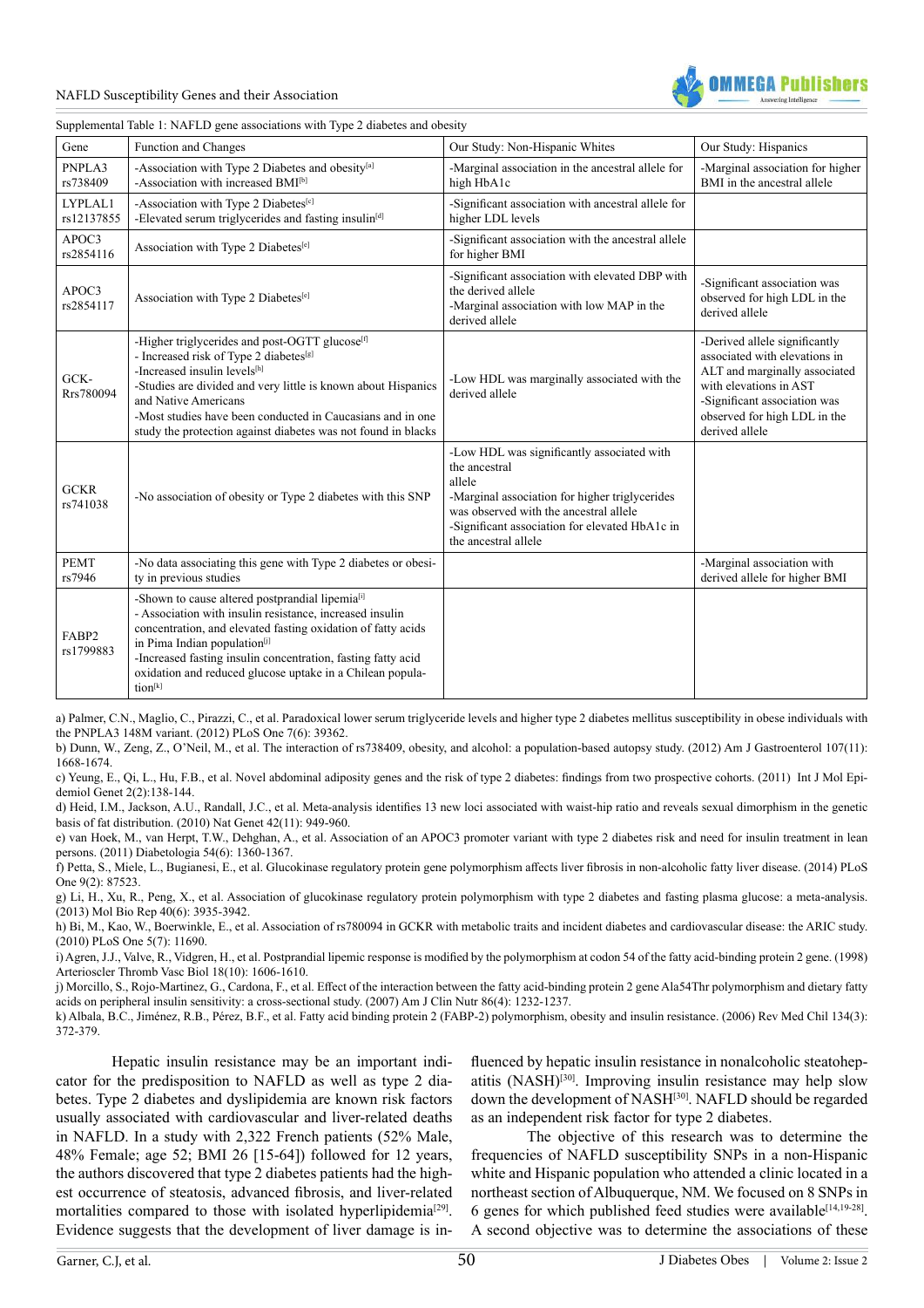Supplemental Table 1: NAFLD gene associations with Type 2 diabetes and obesity

| Gene | Function and Changes | Our Study: Non-Hispanic Whites | Our Study: Hispanics |
|---|---|---|---|
| PNPLA3 rs738409 | -Association with Type 2 Diabetes and obesity[a]<br>-Association with increased BMI[b] | -Marginal association in the ancestral allele for high HbA1c | -Marginal association for higher BMI in the ancestral allele |
| LYPLAL1 rs12137855 | -Association with Type 2 Diabetes[c]<br>-Elevated serum triglycerides and fasting insulin[d] | -Significant association with ancestral allele for higher LDL levels | |
| APOC3 rs2854116 | Association with Type 2 Diabetes[e] | -Significant association with the ancestral allele for higher BMI | |
| APOC3 rs2854117 | Association with Type 2 Diabetes[e] | -Significant association with elevated DBP with the derived allele<br>-Marginal association with low MAP in the derived allele | -Significant association was observed for high LDL in the derived allele |
| GCK-Rrs780094 | -Higher triglycerides and post-OGTT glucose[f]<br>- Increased risk of Type 2 diabetes[g]<br>-Increased insulin levels[h]<br>-Studies are divided and very little is known about Hispanics and Native Americans<br>-Most studies have been conducted in Caucasians and in one study the protection against diabetes was not found in blacks | -Low HDL was marginally associated with the derived allele | -Derived allele significantly associated with elevations in ALT and marginally associated with elevations in AST<br>-Significant association was observed for high LDL in the derived allele |
| GCKR rs741038 | -No association of obesity or Type 2 diabetes with this SNP | -Low HDL was significantly associated with the ancestral allele<br>-Marginal association for higher triglycerides was observed with the ancestral allele<br>-Significant association for elevated HbA1c in the ancestral allele | |
| PEMT rs7946 | -No data associating this gene with Type 2 diabetes or obesity in previous studies | | -Marginal association with derived allele for higher BMI |
| FABP2 rs1799883 | -Shown to cause altered postprandial lipemia[i]<br>- Association with insulin resistance, increased insulin concentration, and elevated fasting oxidation of fatty acids in Pima Indian population[j]<br>-Increased fasting insulin concentration, fasting fatty acid oxidation and reduced glucose uptake in a Chilean population[k] | | |

a) Palmer, C.N., Maglio, C., Pirazzi, C., et al. Paradoxical lower serum triglyceride levels and higher type 2 diabetes mellitus susceptibility in obese individuals with the PNPLA3 148M variant. (2012) PLoS One 7(6): 39362.

b) Dunn, W., Zeng, Z., O'Neil, M., et al. The interaction of rs738409, obesity, and alcohol: a population-based autopsy study. (2012) Am J Gastroenterol 107(11): 1668-1674.

c) Yeung, E., Qi, L., Hu, F.B., et al. Novel abdominal adiposity genes and the risk of type 2 diabetes: findings from two prospective cohorts. (2011) Int J Mol Epidemiol Genet 2(2):138-144.

d) Heid, I.M., Jackson, A.U., Randall, J.C., et al. Meta-analysis identifies 13 new loci associated with waist-hip ratio and reveals sexual dimorphism in the genetic basis of fat distribution. (2010) Nat Genet 42(11): 949-960.

e) van Hoek, M., van Herpt, T.W., Dehghan, A., et al. Association of an APOC3 promoter variant with type 2 diabetes risk and need for insulin treatment in lean persons. (2011) Diabetologia 54(6): 1360-1367.

f) Petta, S., Miele, L., Bugianesi, E., et al. Glucokinase regulatory protein gene polymorphism affects liver fibrosis in non-alcoholic fatty liver disease. (2014) PLoS One 9(2): 87523.

g) Li, H., Xu, R., Peng, X., et al. Association of glucokinase regulatory protein polymorphism with type 2 diabetes and fasting plasma glucose: a meta-analysis. (2013) Mol Bio Rep 40(6): 3935-3942.

h) Bi, M., Kao, W., Boerwinkle, E., et al. Association of rs780094 in GCKR with metabolic traits and incident diabetes and cardiovascular disease: the ARIC study. (2010) PLoS One 5(7): 11690.

i) Agren, J.J., Valve, R., Vidgren, H., et al. Postprandial lipemic response is modified by the polymorphism at codon 54 of the fatty acid-binding protein 2 gene. (1998) Arterioscler Thromb Vasc Biol 18(10): 1606-1610.

j) Morcillo, S., Rojo-Martinez, G., Cardona, F., et al. Effect of the interaction between the fatty acid-binding protein 2 gene Ala54Thr polymorphism and dietary fatty acids on peripheral insulin sensitivity: a cross-sectional study. (2007) Am J Clin Nutr 86(4): 1232-1237.

k) Albala, B.C., Jiménez, R.B., Pérez, B.F., et al. Fatty acid binding protein 2 (FABP-2) polymorphism, obesity and insulin resistance. (2006) Rev Med Chil 134(3): 372-379.

Hepatic insulin resistance may be an important indicator for the predisposition to NAFLD as well as type 2 diabetes. Type 2 diabetes and dyslipidemia are known risk factors usually associated with cardiovascular and liver-related deaths in NAFLD. In a study with 2,322 French patients (52% Male, 48% Female; age 52; BMI 26 [15-64]) followed for 12 years, the authors discovered that type 2 diabetes patients had the highest occurrence of steatosis, advanced fibrosis, and liver-related mortalities compared to those with isolated hyperlipidemia[29]. Evidence suggests that the development of liver damage is influenced by hepatic insulin resistance in nonalcoholic steatohepatitis (NASH)[30]. Improving insulin resistance may help slow down the development of NASH[30]. NAFLD should be regarded as an independent risk factor for type 2 diabetes.

The objective of this research was to determine the frequencies of NAFLD susceptibility SNPs in a non-Hispanic white and Hispanic population who attended a clinic located in a northeast section of Albuquerque, NM. We focused on 8 SNPs in 6 genes for which published feed studies were available[14,19-28]. A second objective was to determine the associations of these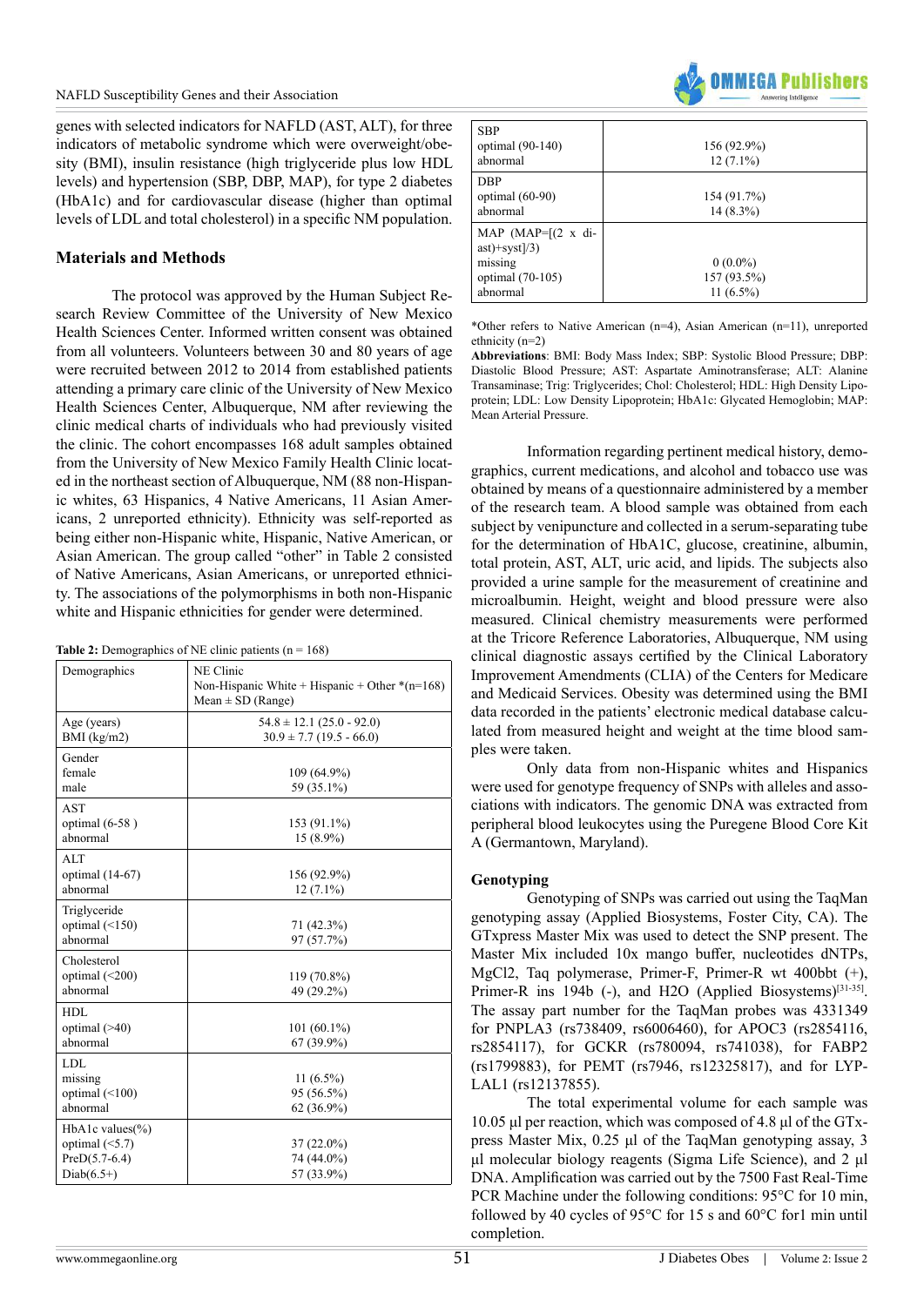genes with selected indicators for NAFLD (AST, ALT), for three indicators of metabolic syndrome which were overweight/obesity (BMI), insulin resistance (high triglyceride plus low HDL levels) and hypertension (SBP, DBP, MAP), for type 2 diabetes (HbA1c) and for cardiovascular disease (higher than optimal levels of LDL and total cholesterol) in a specific NM population.

## Materials and Methods

The protocol was approved by the Human Subject Research Review Committee of the University of New Mexico Health Sciences Center. Informed written consent was obtained from all volunteers. Volunteers between 30 and 80 years of age were recruited between 2012 to 2014 from established patients attending a primary care clinic of the University of New Mexico Health Sciences Center, Albuquerque, NM after reviewing the clinic medical charts of individuals who had previously visited the clinic. The cohort encompasses 168 adult samples obtained from the University of New Mexico Family Health Clinic located in the northeast section of Albuquerque, NM (88 non-Hispanic whites, 63 Hispanics, 4 Native Americans, 11 Asian Americans, 2 unreported ethnicity). Ethnicity was self-reported as being either non-Hispanic white, Hispanic, Native American, or Asian American. The group called "other" in Table 2 consisted of Native Americans, Asian Americans, or unreported ethnicity. The associations of the polymorphisms in both non-Hispanic white and Hispanic ethnicities for gender were determined.

**Table 2:** Demographics of NE clinic patients (n = 168)

| Demographics | NE Clinic<br>Non-Hispanic White + Hispanic + Other *(n=168)<br>Mean ± SD (Range) |
|---|---|
| Age (years)<br>BMI (kg/m2) | 54.8 ± 12.1 (25.0 - 92.0)<br>30.9 ± 7.7 (19.5 - 66.0) |
| Gender<br>female<br>male | <br>109 (64.9%)<br>59 (35.1%) |
| AST<br>optimal (6-58 )<br>abnormal | <br>153 (91.1%)<br>15 (8.9%) |
| ALT<br>optimal (14-67)<br>abnormal | <br>156 (92.9%)<br>12 (7.1%) |
| Triglyceride<br>optimal (<150)<br>abnormal | <br>71 (42.3%)<br>97 (57.7%) |
| Cholesterol<br>optimal (<200)<br>abnormal | <br>119 (70.8%)<br>49 (29.2%) |
| HDL<br>optimal (>40)<br>abnormal | <br>101 (60.1%)<br>67 (39.9%) |
| LDL<br>missing<br>optimal (<100)<br>abnormal | <br>11 (6.5%)<br>95 (56.5%)<br>62 (36.9%) |
| HbA1c values(%)<br>optimal (<5.7)<br>PreD(5.7-6.4)<br>Diab(6.5+) | <br>37 (22.0%)<br>74 (44.0%)<br>57 (33.9%) |
| SBP<br>optimal (90-140)<br>abnormal | <br>156 (92.9%)<br>12 (7.1%) |
| DBP<br>optimal (60-90)<br>abnormal | <br>154 (91.7%)<br>14 (8.3%) |
| MAP (MAP=[(2 x diast)+syst]/3)<br>missing<br>optimal (70-105)<br>abnormal | <br><br>0 (0.0%)<br>157 (93.5%)<br>11 (6.5%) |

*Other refers to Native American (n=4), Asian American (n=11), unreported ethnicity (n=2)

**Abbreviations**: BMI: Body Mass Index; SBP: Systolic Blood Pressure; DBP: Diastolic Blood Pressure; AST: Aspartate Aminotransferase; ALT: Alanine Transaminase; Trig: Triglycerides; Chol: Cholesterol; HDL: High Density Lipoprotein; LDL: Low Density Lipoprotein; HbA1c: Glycated Hemoglobin; MAP: Mean Arterial Pressure.

Information regarding pertinent medical history, demographics, current medications, and alcohol and tobacco use was obtained by means of a questionnaire administered by a member of the research team. A blood sample was obtained from each subject by venipuncture and collected in a serum-separating tube for the determination of HbA1C, glucose, creatinine, albumin, total protein, AST, ALT, uric acid, and lipids. The subjects also provided a urine sample for the measurement of creatinine and microalbumin. Height, weight and blood pressure were also measured. Clinical chemistry measurements were performed at the Tricore Reference Laboratories, Albuquerque, NM using clinical diagnostic assays certified by the Clinical Laboratory Improvement Amendments (CLIA) of the Centers for Medicare and Medicaid Services. Obesity was determined using the BMI data recorded in the patients' electronic medical database calculated from measured height and weight at the time blood samples were taken.

Only data from non-Hispanic whites and Hispanics were used for genotype frequency of SNPs with alleles and associations with indicators. The genomic DNA was extracted from peripheral blood leukocytes using the Puregene Blood Core Kit A (Germantown, Maryland).

### Genotyping

Genotyping of SNPs was carried out using the TaqMan genotyping assay (Applied Biosystems, Foster City, CA). The GTxpress Master Mix was used to detect the SNP present. The Master Mix included 10x mango buffer, nucleotides dNTPs, $MgCl_2$, Taq polymerase, Primer-F, Primer-R wt 400bbt (+), Primer-R ins 194b (-), and $H_2O$ (Applied Biosystems)[31-35]. The assay part number for the TaqMan probes was 4331349 for PNPLA3 (rs738409, rs6006460), for APOC3 (rs2854116, rs2854117), for GCKR (rs780094, rs741038), for FABP2 (rs1799883), for PEMT (rs7946, rs12325817), and for LYPLAL1 (rs12137855).

The total experimental volume for each sample was 10.05 µl per reaction, which was composed of 4.8 µl of the GTxpress Master Mix, 0.25 µl of the TaqMan genotyping assay, 3 µl molecular biology reagents (Sigma Life Science), and 2 µl DNA. Amplification was carried out by the 7500 Fast Real-Time PCR Machine under the following conditions: 95°C for 10 min, followed by 40 cycles of 95°C for 15 s and 60°C for1 min until completion.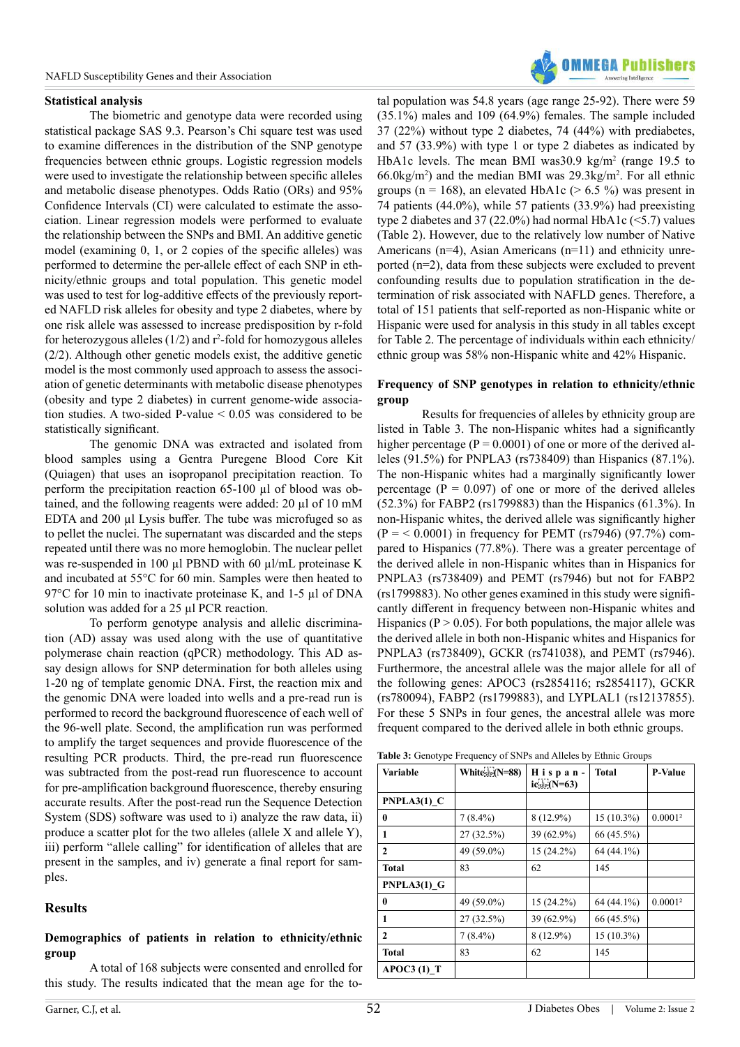**Statistical analysis**

The biometric and genotype data were recorded using statistical package SAS 9.3. Pearson's Chi square test was used to examine differences in the distribution of the SNP genotype frequencies between ethnic groups. Logistic regression models were used to investigate the relationship between specific alleles and metabolic disease phenotypes. Odds Ratio (ORs) and 95% Confidence Intervals (CI) were calculated to estimate the association. Linear regression models were performed to evaluate the relationship between the SNPs and BMI. An additive genetic model (examining 0, 1, or 2 copies of the specific alleles) was performed to determine the per-allele effect of each SNP in ethnicity/ethnic groups and total population. This genetic model was used to test for log-additive effects of the previously reported NAFLD risk alleles for obesity and type 2 diabetes, where by one risk allele was assessed to increase predisposition by r-fold for heterozygous alleles (1/2) and $r^2$-fold for homozygous alleles (2/2). Although other genetic models exist, the additive genetic model is the most commonly used approach to assess the association of genetic determinants with metabolic disease phenotypes (obesity and type 2 diabetes) in current genome-wide association studies. A two-sided P-value < 0.05 was considered to be statistically significant.

The genomic DNA was extracted and isolated from blood samples using a Gentra Puregene Blood Core Kit (Quiagen) that uses an isopropanol precipitation reaction. To perform the precipitation reaction 65-100 µl of blood was obtained, and the following reagents were added: 20 µl of 10 mM EDTA and 200 µl Lysis buffer. The tube was microfuged so as to pellet the nuclei. The supernatant was discarded and the steps repeated until there was no more hemoglobin. The nuclear pellet was re-suspended in 100 µl PBND with 60 µl/mL proteinase K and incubated at 55°C for 60 min. Samples were then heated to 97°C for 10 min to inactivate proteinase K, and 1-5 µl of DNA solution was added for a 25 µl PCR reaction.

To perform genotype analysis and allelic discrimination (AD) assay was used along with the use of quantitative polymerase chain reaction (qPCR) methodology. This AD assay design allows for SNP determination for both alleles using 1-20 ng of template genomic DNA. First, the reaction mix and the genomic DNA were loaded into wells and a pre-read run is performed to record the background fluorescence of each well of the 96-well plate. Second, the amplification run was performed to amplify the target sequences and provide fluorescence of the resulting PCR products. Third, the pre-read run fluorescence was subtracted from the post-read run fluorescence to account for pre-amplification background fluorescence, thereby ensuring accurate results. After the post-read run the Sequence Detection System (SDS) software was used to i) analyze the raw data, ii) produce a scatter plot for the two alleles (allele X and allele Y), iii) perform "allele calling" for identification of alleles that are present in the samples, and iv) generate a final report for samples.

## Results

**Demographics of patients in relation to ethnicity/ethnic group**

A total of 168 subjects were consented and enrolled for this study. The results indicated that the mean age for the total population was 54.8 years (age range 25-92). There were 59 (35.1%) males and 109 (64.9%) females. The sample included 37 (22%) without type 2 diabetes, 74 (44%) with prediabetes, and 57 (33.9%) with type 1 or type 2 diabetes as indicated by HbA1c levels. The mean BMI was30.9 kg/m$^2$ (range 19.5 to 66.0kg/m$^2$) and the median BMI was 29.3kg/m$^2$. For all ethnic groups (n = 168), an elevated HbA1c (> 6.5 %) was present in 74 patients (44.0%), while 57 patients (33.9%) had preexisting type 2 diabetes and 37 (22.0%) had normal HbA1c (<5.7) values (Table 2). However, due to the relatively low number of Native Americans (n=4), Asian Americans (n=11) and ethnicity unreported (n=2), data from these subjects were excluded to prevent confounding results due to population stratification in the determination of risk associated with NAFLD genes. Therefore, a total of 151 patients that self-reported as non-Hispanic white or Hispanic were used for analysis in this study in all tables except for Table 2. The percentage of individuals within each ethnicity/ethnic group was 58% non-Hispanic white and 42% Hispanic.

**Frequency of SNP genotypes in relation to ethnicity/ethnic group**

Results for frequencies of alleles by ethnicity group are listed in Table 3. The non-Hispanic whites had a significantly higher percentage (P = 0.0001) of one or more of the derived alleles (91.5%) for PNPLA3 (rs738409) than Hispanics (87.1%). The non-Hispanic whites had a marginally significantly lower percentage (P = 0.097) of one or more of the derived alleles (52.3%) for FABP2 (rs1799883) than the Hispanics (61.3%). In non-Hispanic whites, the derived allele was significantly higher (P = < 0.0001) in frequency for PEMT (rs7946) (97.7%) compared to Hispanics (77.8%). There was a greater percentage of the derived allele in non-Hispanic whites than in Hispanics for PNPLA3 (rs738409) and PEMT (rs7946) but not for FABP2 (rs1799883). No other genes examined in this study were significantly different in frequency between non-Hispanic whites and Hispanics (P > 0.05). For both populations, the major allele was the derived allele in both non-Hispanic whites and Hispanics for PNPLA3 (rs738409), GCKR (rs741038), and PEMT (rs7946). Furthermore, the ancestral allele was the major allele for all of the following genes: APOC3 (rs2854116; rs2854117), GCKR (rs780094), FABP2 (rs1799883), and LYPLAL1 (rs12137855). For these 5 SNPs in four genes, the ancestral allele was more frequent compared to the derived allele in both ethnic groups.

**Table 3:** Genotype Frequency of SNPs and Alleles by Ethnic Groups

| Variable | White (N=88) | Hispanic (N=63) | Total | P-Value |
|---|---|---|---|---|
| **PNPLA3(1)_C** | | | | |
| **0** | 7 (8.4%) | 8 (12.9%) | 15 (10.3%) | 0.0001² |
| **1** | 27 (32.5%) | 39 (62.9%) | 66 (45.5%) | |
| **2** | 49 (59.0%) | 15 (24.2%) | 64 (44.1%) | |
| **Total** | 83 | 62 | 145 | |
| **PNPLA3(1)_G** | | | | |
| **0** | 49 (59.0%) | 15 (24.2%) | 64 (44.1%) | 0.0001² |
| **1** | 27 (32.5%) | 39 (62.9%) | 66 (45.5%) | |
| **2** | 7 (8.4%) | 8 (12.9%) | 15 (10.3%) | |
| **Total** | 83 | 62 | 145 | |
| **APOC3 (1)_T** | | | | |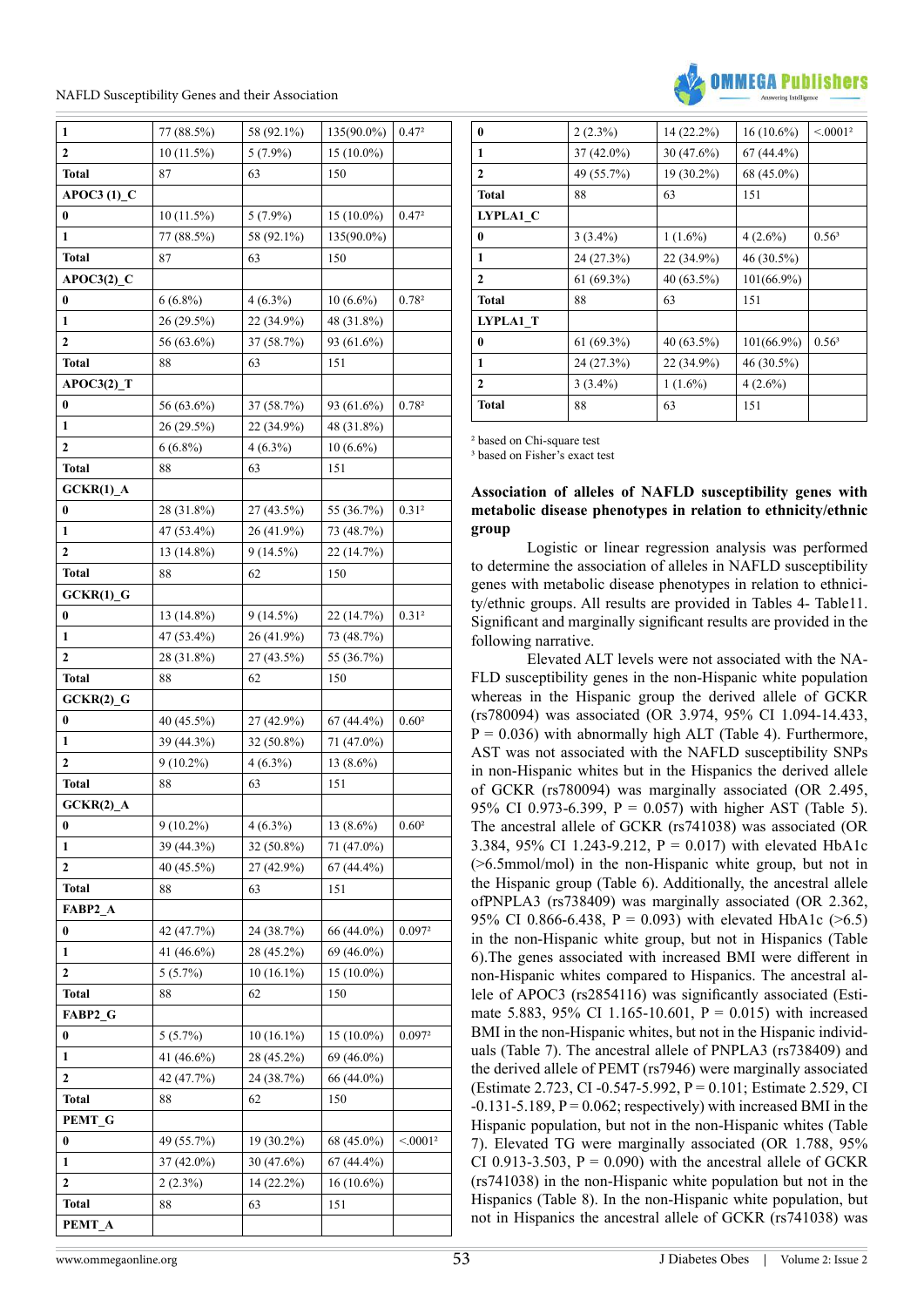| | | | | |
|---|---|---|---|---|
| **1** | 77 (88.5%) | 58 (92.1%) | 135(90.0%) | 0.47[2] |
| **2** | 10 (11.5%) | 5 (7.9%) | 15 (10.0%) | |
| **Total** | 87 | 63 | 150 | |
| **APOC3 (1)_C** | | | | |
| **0** | 10 (11.5%) | 5 (7.9%) | 15 (10.0%) | 0.47[2] |
| **1** | 77 (88.5%) | 58 (92.1%) | 135(90.0%) | |
| **Total** | 87 | 63 | 150 | |
| **APOC3(2)_C** | | | | |
| **0** | 6 (6.8%) | 4 (6.3%) | 10 (6.6%) | 0.78[2] |
| **1** | 26 (29.5%) | 22 (34.9%) | 48 (31.8%) | |
| **2** | 56 (63.6%) | 37 (58.7%) | 93 (61.6%) | |
| **Total** | 88 | 63 | 151 | |
| **APOC3(2)_T** | | | | |
| **0** | 56 (63.6%) | 37 (58.7%) | 93 (61.6%) | 0.78[2] |
| **1** | 26 (29.5%) | 22 (34.9%) | 48 (31.8%) | |
| **2** | 6 (6.8%) | 4 (6.3%) | 10 (6.6%) | |
| **Total** | 88 | 63 | 151 | |
| **GCKR(1)_A** | | | | |
| **0** | 28 (31.8%) | 27 (43.5%) | 55 (36.7%) | 0.31[2] |
| **1** | 47 (53.4%) | 26 (41.9%) | 73 (48.7%) | |
| **2** | 13 (14.8%) | 9 (14.5%) | 22 (14.7%) | |
| **Total** | 88 | 62 | 150 | |
| **GCKR(1)_G** | | | | |
| **0** | 13 (14.8%) | 9 (14.5%) | 22 (14.7%) | 0.31[2] |
| **1** | 47 (53.4%) | 26 (41.9%) | 73 (48.7%) | |
| **2** | 28 (31.8%) | 27 (43.5%) | 55 (36.7%) | |
| **Total** | 88 | 62 | 150 | |
| **GCKR(2)_G** | | | | |
| **0** | 40 (45.5%) | 27 (42.9%) | 67 (44.4%) | 0.60[2] |
| **1** | 39 (44.3%) | 32 (50.8%) | 71 (47.0%) | |
| **2** | 9 (10.2%) | 4 (6.3%) | 13 (8.6%) | |
| **Total** | 88 | 63 | 151 | |
| **GCKR(2)_A** | | | | |
| **0** | 9 (10.2%) | 4 (6.3%) | 13 (8.6%) | 0.60[2] |
| **1** | 39 (44.3%) | 32 (50.8%) | 71 (47.0%) | |
| **2** | 40 (45.5%) | 27 (42.9%) | 67 (44.4%) | |
| **Total** | 88 | 63 | 151 | |
| **FABP2_A** | | | | |
| **0** | 42 (47.7%) | 24 (38.7%) | 66 (44.0%) | 0.097[2] |
| **1** | 41 (46.6%) | 28 (45.2%) | 69 (46.0%) | |
| **2** | 5 (5.7%) | 10 (16.1%) | 15 (10.0%) | |
| **Total** | 88 | 62 | 150 | |
| **FABP2_G** | | | | |
| **0** | 5 (5.7%) | 10 (16.1%) | 15 (10.0%) | 0.097[2] |
| **1** | 41 (46.6%) | 28 (45.2%) | 69 (46.0%) | |
| **2** | 42 (47.7%) | 24 (38.7%) | 66 (44.0%) | |
| **Total** | 88 | 62 | 150 | |
| **PEMT_G** | | | | |
| **0** | 49 (55.7%) | 19 (30.2%) | 68 (45.0%) | <.0001[2] |
| **1** | 37 (42.0%) | 30 (47.6%) | 67 (44.4%) | |
| **2** | 2 (2.3%) | 14 (22.2%) | 16 (10.6%) | |
| **Total** | 88 | 63 | 151 | |
| **PEMT_A** | | | | |
| **0** | 2 (2.3%) | 14 (22.2%) | 16 (10.6%) | <.0001[2] |
| **1** | 37 (42.0%) | 30 (47.6%) | 67 (44.4%) | |
| **2** | 49 (55.7%) | 19 (30.2%) | 68 (45.0%) | |
| **Total** | 88 | 63 | 151 | |
| **LYPLA1_C** | | | | |
| **0** | 3 (3.4%) | 1 (1.6%) | 4 (2.6%) | 0.56[3] |
| **1** | 24 (27.3%) | 22 (34.9%) | 46 (30.5%) | |
| **2** | 61 (69.3%) | 40 (63.5%) | 101(66.9%) | |
| **Total** | 88 | 63 | 151 | |
| **LYPLA1_T** | | | | |
| **0** | 61 (69.3%) | 40 (63.5%) | 101(66.9%) | 0.56[3] |
| **1** | 24 (27.3%) | 22 (34.9%) | 46 (30.5%) | |
| **2** | 3 (3.4%) | 1 (1.6%) | 4 (2.6%) | |
| **Total** | 88 | 63 | 151 | |

[2] based on Chi-square test
[3] based on Fisher's exact test

### Association of alleles of NAFLD susceptibility genes with metabolic disease phenotypes in relation to ethnicity/ethnic group

Logistic or linear regression analysis was performed to determine the association of alleles in NAFLD susceptibility genes with metabolic disease phenotypes in relation to ethnicity/ethnic groups. All results are provided in Tables 4- Table11. Significant and marginally significant results are provided in the following narrative.

Elevated ALT levels were not associated with the NAFLD susceptibility genes in the non-Hispanic white population whereas in the Hispanic group the derived allele of GCKR (rs780094) was associated (OR 3.974, 95% CI 1.094-14.433, P = 0.036) with abnormally high ALT (Table 4). Furthermore, AST was not associated with the NAFLD susceptibility SNPs in non-Hispanic whites but in the Hispanics the derived allele of GCKR (rs780094) was marginally associated (OR 2.495, 95% CI 0.973-6.399, P = 0.057) with higher AST (Table 5). The ancestral allele of GCKR (rs741038) was associated (OR 3.384, 95% CI 1.243-9.212, P = 0.017) with elevated HbA1c (>6.5mmol/mol) in the non-Hispanic white group, but not in the Hispanic group (Table 6). Additionally, the ancestral allele ofPNPLA3 (rs738409) was marginally associated (OR 2.362, 95% CI 0.866-6.438, P = 0.093) with elevated HbA1c (>6.5) in the non-Hispanic white group, but not in Hispanics (Table 6).The genes associated with increased BMI were different in non-Hispanic whites compared to Hispanics. The ancestral allele of APOC3 (rs2854116) was significantly associated (Estimate 5.883, 95% CI 1.165-10.601, P = 0.015) with increased BMI in the non-Hispanic whites, but not in the Hispanic individuals (Table 7). The ancestral allele of PNPLA3 (rs738409) and the derived allele of PEMT (rs7946) were marginally associated (Estimate 2.723, CI -0.547-5.992, P = 0.101; Estimate 2.529, CI -0.131-5.189, P = 0.062; respectively) with increased BMI in the Hispanic population, but not in the non-Hispanic whites (Table 7). Elevated TG were marginally associated (OR 1.788, 95% CI 0.913-3.503, P = 0.090) with the ancestral allele of GCKR (rs741038) in the non-Hispanic white population but not in the Hispanics (Table 8). In the non-Hispanic white population, but not in Hispanics the ancestral allele of GCKR (rs741038) was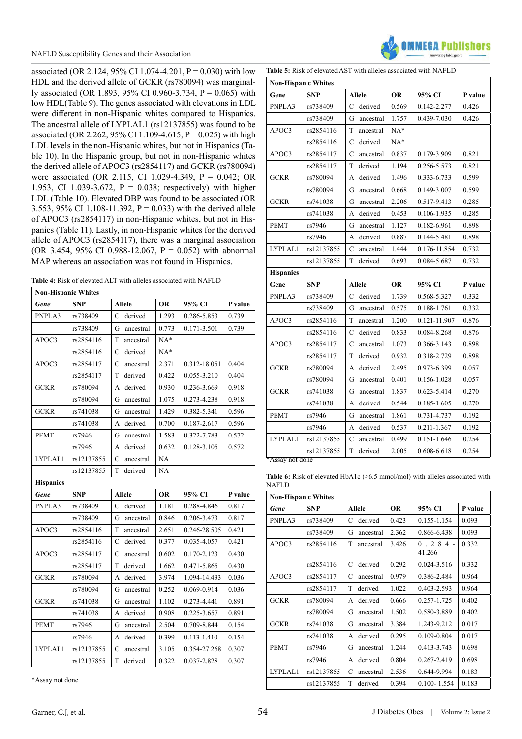associated (OR 2.124, 95% CI 1.074-4.201, P = 0.030) with low HDL and the derived allele of GCKR (rs780094) was marginally associated (OR 1.893, 95% CI 0.960-3.734, P = 0.065) with low HDL(Table 9). The genes associated with elevations in LDL were different in non-Hispanic whites compared to Hispanics. The ancestral allele of LYPLAL1 (rs12137855) was found to be associated (OR 2.262, 95% CI 1.109-4.615, P = 0.025) with high LDL levels in the non-Hispanic whites, but not in Hispanics (Table 10). In the Hispanic group, but not in non-Hispanic whites the derived allele of APOC3 (rs2854117) and GCKR (rs780094) were associated (OR 2.115, CI 1.029-4.349, P = 0.042; OR 1.953, CI 1.039-3.672, P = 0.038; respectively) with higher LDL (Table 10). Elevated DBP was found to be associated (OR 3.553, 95% CI 1.108-11.392, P = 0.033) with the derived allele of APOC3 (rs2854117) in non-Hispanic whites, but not in Hispanics (Table 11). Lastly, in non-Hispanic whites for the derived allele of APOC3 (rs2854117), there was a marginal association (OR 3.454, 95% CI 0.988-12.067, P = 0.052) with abnormal MAP whereas an association was not found in Hispanics.

**Table 4:** Risk of elevated ALT with alleles associated with NAFLD

| **Non-Hispanic Whites** | | | | | | |
|---|---|---|---|---|---|---|
| ***Gene*** | **SNP** | **Allele** | | **OR** | **95% CI** | **P value** |
| PNPLA3 | rs738409 | C | derived | 1.293 | 0.286-5.853 | 0.739 |
| | rs738409 | G | ancestral | 0.773 | 0.171-3.501 | 0.739 |
| APOC3 | rs2854116 | T | ancestral | NA* | | |
| | rs2854116 | C | derived | NA* | | |
| APOC3 | rs2854117 | C | ancestral | 2.371 | 0.312-18.051 | 0.404 |
| | rs2854117 | T | derived | 0.422 | 0.055-3.210 | 0.404 |
| GCKR | rs780094 | A | derived | 0.930 | 0.236-3.669 | 0.918 |
| | rs780094 | G | ancestral | 1.075 | 0.273-4.238 | 0.918 |
| GCKR | rs741038 | G | ancestral | 1.429 | 0.382-5.341 | 0.596 |
| | rs741038 | A | derived | 0.700 | 0.187-2.617 | 0.596 |
| PEMT | rs7946 | G | ancestral | 1.583 | 0.322-7.783 | 0.572 |
| | rs7946 | A | derived | 0.632 | 0.128-3.105 | 0.572 |
| LYPLAL1 | rs12137855 | C | ancestral | NA | | |
| | rs12137855 | T | derived | NA | | |
| **Hispanics** | | | | | | |
| ***Gene*** | **SNP** | **Allele** | | **OR** | **95% CI** | **P value** |
| PNPLA3 | rs738409 | C | derived | 1.181 | 0.288-4.846 | 0.817 |
| | rs738409 | G | ancestral | 0.846 | 0.206-3.473 | 0.817 |
| APOC3 | rs2854116 | T | ancestral | 2.651 | 0.246-28.505 | 0.421 |
| | rs2854116 | C | derived | 0.377 | 0.035-4.057 | 0.421 |
| APOC3 | rs2854117 | C | ancestral | 0.602 | 0.170-2.123 | 0.430 |
| | rs2854117 | T | derived | 1.662 | 0.471-5.865 | 0.430 |
| GCKR | rs780094 | A | derived | 3.974 | 1.094-14.433 | 0.036 |
| | rs780094 | G | ancestral | 0.252 | 0.069-0.914 | 0.036 |
| GCKR | rs741038 | G | ancestral | 1.102 | 0.273-4.441 | 0.891 |
| | rs741038 | A | derived | 0.908 | 0.225-3.657 | 0.891 |
| PEMT | rs7946 | G | ancestral | 2.504 | 0.709-8.844 | 0.154 |
| | rs7946 | A | derived | 0.399 | 0.113-1.410 | 0.154 |
| LYPLAL1 | rs12137855 | C | ancestral | 3.105 | 0.354-27.268 | 0.307 |
| | rs12137855 | T | derived | 0.322 | 0.037-2.828 | 0.307 |

*Assay not done

**Table 5:** Risk of elevated AST with alleles associated with NAFLD

| **Non-Hispanic Whites** | | | | | | |
|---|---|---|---|---|---|---|
| **Gene** | **SNP** | **Allele** | | **OR** | **95% CI** | **P value** |
| PNPLA3 | rs738409 | C | derived | 0.569 | 0.142-2.277 | 0.426 |
| | rs738409 | G | ancestral | 1.757 | 0.439-7.030 | 0.426 |
| APOC3 | rs2854116 | T | ancestral | NA* | | |
| | rs2854116 | C | derived | NA* | | |
| APOC3 | rs2854117 | C | ancestral | 0.837 | 0.179-3.909 | 0.821 |
| | rs2854117 | T | derived | 1.194 | 0.256-5.573 | 0.821 |
| GCKR | rs780094 | A | derived | 1.496 | 0.333-6.733 | 0.599 |
| | rs780094 | G | ancestral | 0.668 | 0.149-3.007 | 0.599 |
| GCKR | rs741038 | G | ancestral | 2.206 | 0.517-9.413 | 0.285 |
| | rs741038 | A | derived | 0.453 | 0.106-1.935 | 0.285 |
| PEMT | rs7946 | G | ancestral | 1.127 | 0.182-6.961 | 0.898 |
| | rs7946 | A | derived | 0.887 | 0.144-5.481 | 0.898 |
| LYPLAL1 | rs12137855 | C | ancestral | 1.444 | 0.176-11.854 | 0.732 |
| | rs12137855 | T | derived | 0.693 | 0.084-5.687 | 0.732 |
| **Hispanics** | | | | | | |
| **Gene** | **SNP** | **Allele** | | **OR** | **95% CI** | **P value** |
| PNPLA3 | rs738409 | C | derived | 1.739 | 0.568-5.327 | 0.332 |
| | rs738409 | G | ancestral | 0.575 | 0.188-1.761 | 0.332 |
| APOC3 | rs2854116 | T | ancestral | 1.200 | 0.121-11.907 | 0.876 |
| | rs2854116 | C | derived | 0.833 | 0.084-8.268 | 0.876 |
| APOC3 | rs2854117 | C | ancestral | 1.073 | 0.366-3.143 | 0.898 |
| | rs2854117 | T | derived | 0.932 | 0.318-2.729 | 0.898 |
| GCKR | rs780094 | A | derived | 2.495 | 0.973-6.399 | 0.057 |
| | rs780094 | G | ancestral | 0.401 | 0.156-1.028 | 0.057 |
| GCKR | rs741038 | G | ancestral | 1.837 | 0.623-5.414 | 0.270 |
| | rs741038 | A | derived | 0.544 | 0.185-1.605 | 0.270 |
| PEMT | rs7946 | G | ancestral | 1.861 | 0.731-4.737 | 0.192 |
| | rs7946 | A | derived | 0.537 | 0.211-1.367 | 0.192 |
| LYPLAL1 | rs12137855 | C | ancestral | 0.499 | 0.151-1.646 | 0.254 |
| | rs12137855 | T | derived | 2.005 | 0.608-6.618 | 0.254 |

*Assay not done

**Table 6:** Risk of elevated HbA1c (>6.5 mmol/mol) with alleles associated with NAFLD

| **Non-Hispanic Whites** | | | | | | |
|---|---|---|---|---|---|---|
| ***Gene*** | **SNP** | **Allele** | | **OR** | **95% CI** | **P value** |
| PNPLA3 | rs738409 | C | derived | 0.423 | 0.155-1.154 | 0.093 |
| | rs738409 | G | ancestral | 2.362 | 0.866-6.438 | 0.093 |
| APOC3 | rs2854116 | T | ancestral | 3.426 | 0.284-41.266 | 0.332 |
| | rs2854116 | C | derived | 0.292 | 0.024-3.516 | 0.332 |
| APOC3 | rs2854117 | C | ancestral | 0.979 | 0.386-2.484 | 0.964 |
| | rs2854117 | T | derived | 1.022 | 0.403-2.593 | 0.964 |
| GCKR | rs780094 | A | derived | 0.666 | 0.257-1.725 | 0.402 |
| | rs780094 | G | ancestral | 1.502 | 0.580-3.889 | 0.402 |
| GCKR | rs741038 | G | ancestral | 3.384 | 1.243-9.212 | 0.017 |
| | rs741038 | A | derived | 0.295 | 0.109-0.804 | 0.017 |
| PEMT | rs7946 | G | ancestral | 1.244 | 0.413-3.743 | 0.698 |
| | rs7946 | A | derived | 0.804 | 0.267-2.419 | 0.698 |
| LYPLAL1 | rs12137855 | C | ancestral | 2.536 | 0.644-9.994 | 0.183 |
| | rs12137855 | T | derived | 0.394 | 0.100-1.554 | 0.183 |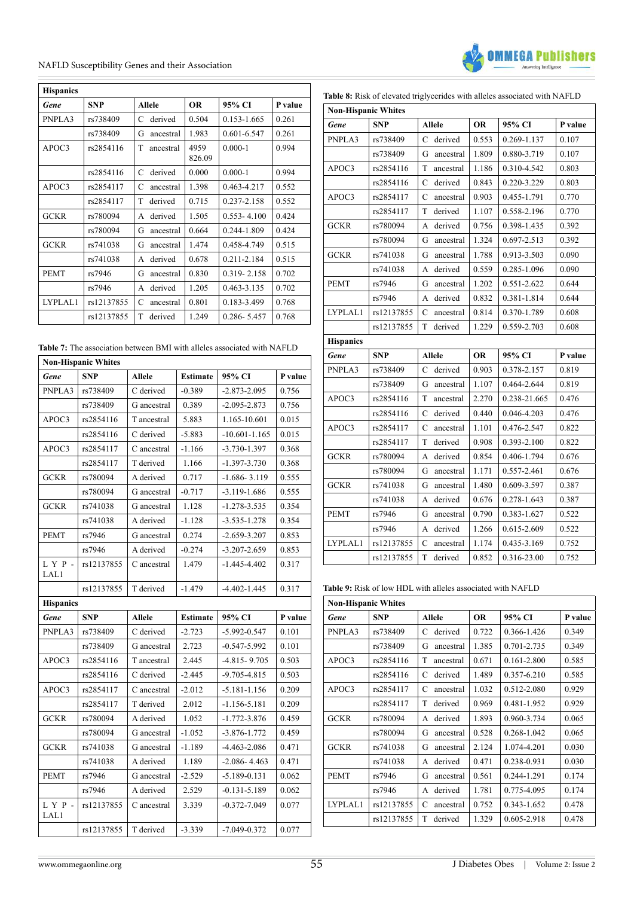| Hispanics | | | | | |
|---|---|---|---|---|---|
| *Gene* | **SNP** | **Allele** | **OR** | **95% CI** | **P value** |
| PNPLA3 | rs738409 | C derived | 0.504 | 0.153-1.665 | 0.261 |
| | rs738409 | G ancestral | 1.983 | 0.601-6.547 | 0.261 |
| APOC3 | rs2854116 | T ancestral | 4959 826.09 | 0.000-1 | 0.994 |
| | rs2854116 | C derived | 0.000 | 0.000-1 | 0.994 |
| APOC3 | rs2854117 | C ancestral | 1.398 | 0.463-4.217 | 0.552 |
| | rs2854117 | T derived | 0.715 | 0.237-2.158 | 0.552 |
| GCKR | rs780094 | A derived | 1.505 | 0.553- 4.100 | 0.424 |
| | rs780094 | G ancestral | 0.664 | 0.244-1.809 | 0.424 |
| GCKR | rs741038 | G ancestral | 1.474 | 0.458-4.749 | 0.515 |
| | rs741038 | A derived | 0.678 | 0.211-2.184 | 0.515 |
| PEMT | rs7946 | G ancestral | 0.830 | 0.319- 2.158 | 0.702 |
| | rs7946 | A derived | 1.205 | 0.463-3.135 | 0.702 |
| LYPLAL1 | rs12137855 | C ancestral | 0.801 | 0.183-3.499 | 0.768 |
| | rs12137855 | T derived | 1.249 | 0.286- 5.457 | 0.768 |

**Table 7:** The association between BMI with alleles associated with NAFLD

| Non-Hispanic Whites | | | | | |
|---|---|---|---|---|---|
| *Gene* | **SNP** | **Allele** | **Estimate** | **95% CI** | **P value** |
| PNPLA3 | rs738409 | C derived | -0.389 | -2.873-2.095 | 0.756 |
| | rs738409 | G ancestral | 0.389 | -2.095-2.873 | 0.756 |
| APOC3 | rs2854116 | T ancestral | 5.883 | 1.165-10.601 | 0.015 |
| | rs2854116 | C derived | -5.883 | -10.601-1.165 | 0.015 |
| APOC3 | rs2854117 | C ancestral | -1.166 | -3.730-1.397 | 0.368 |
| | rs2854117 | T derived | 1.166 | -1.397-3.730 | 0.368 |
| GCKR | rs780094 | A derived | 0.717 | -1.686- 3.119 | 0.555 |
| | rs780094 | G ancestral | -0.717 | -3.119-1.686 | 0.555 |
| GCKR | rs741038 | G ancestral | 1.128 | -1.278-3.535 | 0.354 |
| | rs741038 | A derived | -1.128 | -3.535-1.278 | 0.354 |
| PEMT | rs7946 | G ancestral | 0.274 | -2.659-3.207 | 0.853 |
| | rs7946 | A derived | -0.274 | -3.207-2.659 | 0.853 |
| LYPLAL1 | rs12137855 | C ancestral | 1.479 | -1.445-4.402 | 0.317 |
| | rs12137855 | T derived | -1.479 | -4.402-1.445 | 0.317 |
| **Hispanics** | | | | | |
| *Gene* | **SNP** | **Allele** | **Estimate** | **95% CI** | **P value** |
| PNPLA3 | rs738409 | C derived | -2.723 | -5.992-0.547 | 0.101 |
| | rs738409 | G ancestral | 2.723 | -0.547-5.992 | 0.101 |
| APOC3 | rs2854116 | T ancestral | 2.445 | -4.815- 9.705 | 0.503 |
| | rs2854116 | C derived | -2.445 | -9.705-4.815 | 0.503 |
| APOC3 | rs2854117 | C ancestral | -2.012 | -5.181-1.156 | 0.209 |
| | rs2854117 | T derived | 2.012 | -1.156-5.181 | 0.209 |
| GCKR | rs780094 | A derived | 1.052 | -1.772-3.876 | 0.459 |
| | rs780094 | G ancestral | -1.052 | -3.876-1.772 | 0.459 |
| GCKR | rs741038 | G ancestral | -1.189 | -4.463-2.086 | 0.471 |
| | rs741038 | A derived | 1.189 | -2.086- 4.463 | 0.471 |
| PEMT | rs7946 | G ancestral | -2.529 | -5.189-0.131 | 0.062 |
| | rs7946 | A derived | 2.529 | -0.131-5.189 | 0.062 |
| LYPLAL1 | rs12137855 | C ancestral | 3.339 | -0.372-7.049 | 0.077 |
| | rs12137855 | T derived | -3.339 | -7.049-0.372 | 0.077 |

**Table 8:** Risk of elevated triglycerides with alleles associated with NAFLD

| Non-Hispanic Whites | | | | | |
|---|---|---|---|---|---|
| *Gene* | **SNP** | **Allele** | **OR** | **95% CI** | **P value** |
| PNPLA3 | rs738409 | C derived | 0.553 | 0.269-1.137 | 0.107 |
| | rs738409 | G ancestral | 1.809 | 0.880-3.719 | 0.107 |
| APOC3 | rs2854116 | T ancestral | 1.186 | 0.310-4.542 | 0.803 |
| | rs2854116 | C derived | 0.843 | 0.220-3.229 | 0.803 |
| APOC3 | rs2854117 | C ancestral | 0.903 | 0.455-1.791 | 0.770 |
| | rs2854117 | T derived | 1.107 | 0.558-2.196 | 0.770 |
| GCKR | rs780094 | A derived | 0.756 | 0.398-1.435 | 0.392 |
| | rs780094 | G ancestral | 1.324 | 0.697-2.513 | 0.392 |
| GCKR | rs741038 | G ancestral | 1.788 | 0.913-3.503 | 0.090 |
| | rs741038 | A derived | 0.559 | 0.285-1.096 | 0.090 |
| PEMT | rs7946 | G ancestral | 1.202 | 0.551-2.622 | 0.644 |
| | rs7946 | A derived | 0.832 | 0.381-1.814 | 0.644 |
| LYPLAL1 | rs12137855 | C ancestral | 0.814 | 0.370-1.789 | 0.608 |
| | rs12137855 | T derived | 1.229 | 0.559-2.703 | 0.608 |
| **Hispanics** | | | | | |
| *Gene* | **SNP** | **Allele** | **OR** | **95% CI** | **P value** |
| PNPLA3 | rs738409 | C derived | 0.903 | 0.378-2.157 | 0.819 |
| | rs738409 | G ancestral | 1.107 | 0.464-2.644 | 0.819 |
| APOC3 | rs2854116 | T ancestral | 2.270 | 0.238-21.665 | 0.476 |
| | rs2854116 | C derived | 0.440 | 0.046-4.203 | 0.476 |
| APOC3 | rs2854117 | C ancestral | 1.101 | 0.476-2.547 | 0.822 |
| | rs2854117 | T derived | 0.908 | 0.393-2.100 | 0.822 |
| GCKR | rs780094 | A derived | 0.854 | 0.406-1.794 | 0.676 |
| | rs780094 | G ancestral | 1.171 | 0.557-2.461 | 0.676 |
| GCKR | rs741038 | G ancestral | 1.480 | 0.609-3.597 | 0.387 |
| | rs741038 | A derived | 0.676 | 0.278-1.643 | 0.387 |
| PEMT | rs7946 | G ancestral | 0.790 | 0.383-1.627 | 0.522 |
| | rs7946 | A derived | 1.266 | 0.615-2.609 | 0.522 |
| LYPLAL1 | rs12137855 | C ancestral | 1.174 | 0.435-3.169 | 0.752 |
| | rs12137855 | T derived | 0.852 | 0.316-23.00 | 0.752 |

**Table 9:** Risk of low HDL with alleles associated with NAFLD

| Non-Hispanic Whites | | | | | |
|---|---|---|---|---|---|
| *Gene* | **SNP** | **Allele** | **OR** | **95% CI** | **P value** |
| PNPLA3 | rs738409 | C derived | 0.722 | 0.366-1.426 | 0.349 |
| | rs738409 | G ancestral | 1.385 | 0.701-2.735 | 0.349 |
| APOC3 | rs2854116 | T ancestral | 0.671 | 0.161-2.800 | 0.585 |
| | rs2854116 | C derived | 1.489 | 0.357-6.210 | 0.585 |
| APOC3 | rs2854117 | C ancestral | 1.032 | 0.512-2.080 | 0.929 |
| | rs2854117 | T derived | 0.969 | 0.481-1.952 | 0.929 |
| GCKR | rs780094 | A derived | 1.893 | 0.960-3.734 | 0.065 |
| | rs780094 | G ancestral | 0.528 | 0.268-1.042 | 0.065 |
| GCKR | rs741038 | G ancestral | 2.124 | 1.074-4.201 | 0.030 |
| | rs741038 | A derived | 0.471 | 0.238-0.931 | 0.030 |
| PEMT | rs7946 | G ancestral | 0.561 | 0.244-1.291 | 0.174 |
| | rs7946 | A derived | 1.781 | 0.775-4.095 | 0.174 |
| LYPLAL1 | rs12137855 | C ancestral | 0.752 | 0.343-1.652 | 0.478 |
| | rs12137855 | T derived | 1.329 | 0.605-2.918 | 0.478 |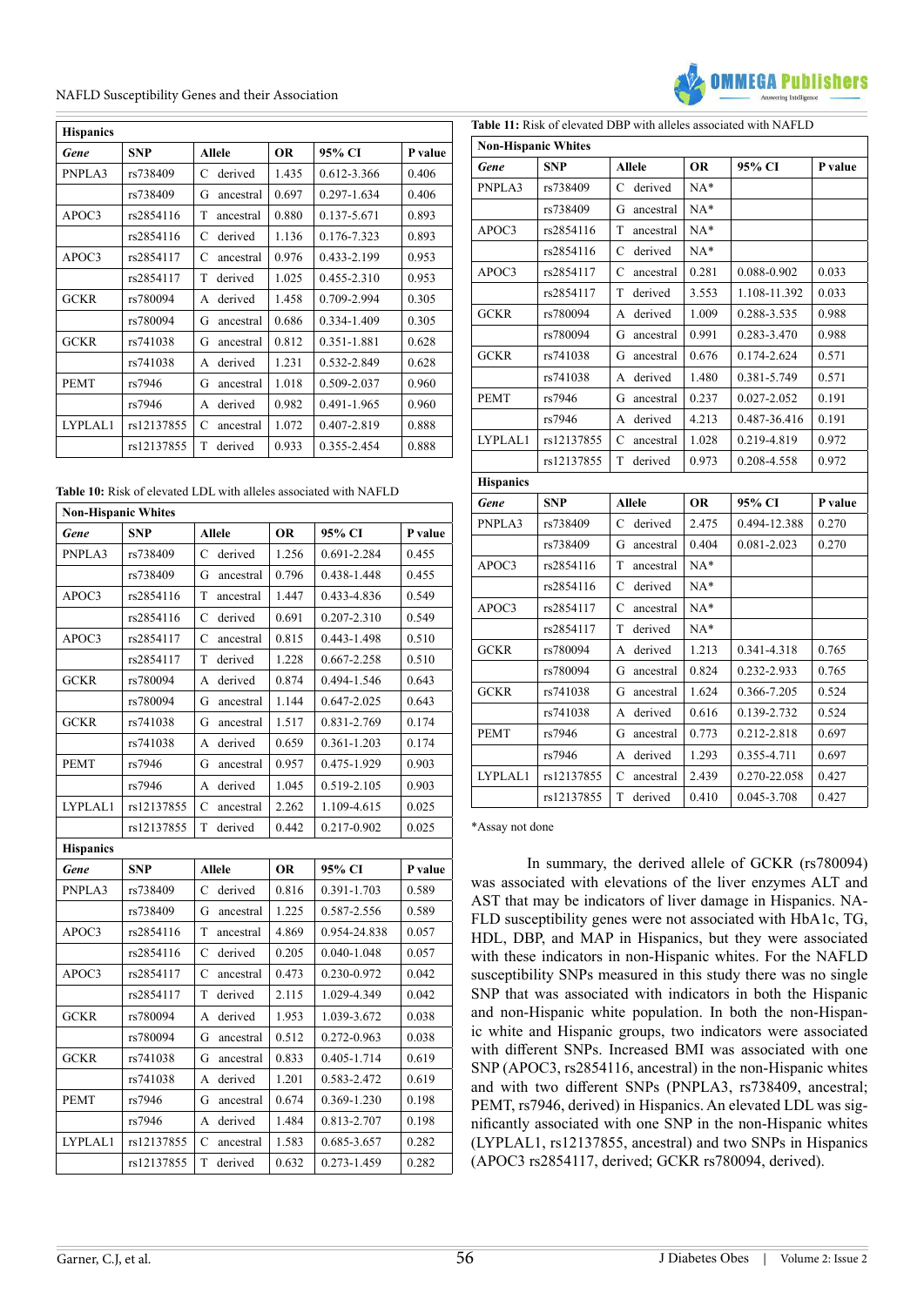| Hispanics | | | | | |
|---|---|---|---|---|---|
| ***Gene*** | **SNP** | **Allele** | **OR** | **95% CI** | **P value** |
| PNPLA3 | rs738409 | C derived | 1.435 | 0.612-3.366 | 0.406 |
| | rs738409 | G ancestral | 0.697 | 0.297-1.634 | 0.406 |
| APOC3 | rs2854116 | T ancestral | 0.880 | 0.137-5.671 | 0.893 |
| | rs2854116 | C derived | 1.136 | 0.176-7.323 | 0.893 |
| APOC3 | rs2854117 | C ancestral | 0.976 | 0.433-2.199 | 0.953 |
| | rs2854117 | T derived | 1.025 | 0.455-2.310 | 0.953 |
| GCKR | rs780094 | A derived | 1.458 | 0.709-2.994 | 0.305 |
| | rs780094 | G ancestral | 0.686 | 0.334-1.409 | 0.305 |
| GCKR | rs741038 | G ancestral | 0.812 | 0.351-1.881 | 0.628 |
| | rs741038 | A derived | 1.231 | 0.532-2.849 | 0.628 |
| PEMT | rs7946 | G ancestral | 1.018 | 0.509-2.037 | 0.960 |
| | rs7946 | A derived | 0.982 | 0.491-1.965 | 0.960 |
| LYPLAL1 | rs12137855 | C ancestral | 1.072 | 0.407-2.819 | 0.888 |
| | rs12137855 | T derived | 0.933 | 0.355-2.454 | 0.888 |

**Table 10:** Risk of elevated LDL with alleles associated with NAFLD

| Non-Hispanic Whites | | | | | |
|---|---|---|---|---|---|
| ***Gene*** | **SNP** | **Allele** | **OR** | **95% CI** | **P value** |
| PNPLA3 | rs738409 | C derived | 1.256 | 0.691-2.284 | 0.455 |
| | rs738409 | G ancestral | 0.796 | 0.438-1.448 | 0.455 |
| APOC3 | rs2854116 | T ancestral | 1.447 | 0.433-4.836 | 0.549 |
| | rs2854116 | C derived | 0.691 | 0.207-2.310 | 0.549 |
| APOC3 | rs2854117 | C ancestral | 0.815 | 0.443-1.498 | 0.510 |
| | rs2854117 | T derived | 1.228 | 0.667-2.258 | 0.510 |
| GCKR | rs780094 | A derived | 0.874 | 0.494-1.546 | 0.643 |
| | rs780094 | G ancestral | 1.144 | 0.647-2.025 | 0.643 |
| GCKR | rs741038 | G ancestral | 1.517 | 0.831-2.769 | 0.174 |
| | rs741038 | A derived | 0.659 | 0.361-1.203 | 0.174 |
| PEMT | rs7946 | G ancestral | 0.957 | 0.475-1.929 | 0.903 |
| | rs7946 | A derived | 1.045 | 0.519-2.105 | 0.903 |
| LYPLAL1 | rs12137855 | C ancestral | 2.262 | 1.109-4.615 | 0.025 |
| | rs12137855 | T derived | 0.442 | 0.217-0.902 | 0.025 |
| **Hispanics** | | | | | |
| ***Gene*** | **SNP** | **Allele** | **OR** | **95% CI** | **P value** |
| PNPLA3 | rs738409 | C derived | 0.816 | 0.391-1.703 | 0.589 |
| | rs738409 | G ancestral | 1.225 | 0.587-2.556 | 0.589 |
| APOC3 | rs2854116 | T ancestral | 4.869 | 0.954-24.838 | 0.057 |
| | rs2854116 | C derived | 0.205 | 0.040-1.048 | 0.057 |
| APOC3 | rs2854117 | C ancestral | 0.473 | 0.230-0.972 | 0.042 |
| | rs2854117 | T derived | 2.115 | 1.029-4.349 | 0.042 |
| GCKR | rs780094 | A derived | 1.953 | 1.039-3.672 | 0.038 |
| | rs780094 | G ancestral | 0.512 | 0.272-0.963 | 0.038 |
| GCKR | rs741038 | G ancestral | 0.833 | 0.405-1.714 | 0.619 |
| | rs741038 | A derived | 1.201 | 0.583-2.472 | 0.619 |
| PEMT | rs7946 | G ancestral | 0.674 | 0.369-1.230 | 0.198 |
| | rs7946 | A derived | 1.484 | 0.813-2.707 | 0.198 |
| LYPLAL1 | rs12137855 | C ancestral | 1.583 | 0.685-3.657 | 0.282 |
| | rs12137855 | T derived | 0.632 | 0.273-1.459 | 0.282 |

**Table 11:** Risk of elevated DBP with alleles associated with NAFLD

| Non-Hispanic Whites | | | | | |
|---|---|---|---|---|---|
| ***Gene*** | **SNP** | **Allele** | **OR** | **95% CI** | **P value** |
| PNPLA3 | rs738409 | C derived | NA* | | |
| | rs738409 | G ancestral | NA* | | |
| APOC3 | rs2854116 | T ancestral | NA* | | |
| | rs2854116 | C derived | NA* | | |
| APOC3 | rs2854117 | C ancestral | 0.281 | 0.088-0.902 | 0.033 |
| | rs2854117 | T derived | 3.553 | 1.108-11.392 | 0.033 |
| GCKR | rs780094 | A derived | 1.009 | 0.288-3.535 | 0.988 |
| | rs780094 | G ancestral | 0.991 | 0.283-3.470 | 0.988 |
| GCKR | rs741038 | G ancestral | 0.676 | 0.174-2.624 | 0.571 |
| | rs741038 | A derived | 1.480 | 0.381-5.749 | 0.571 |
| PEMT | rs7946 | G ancestral | 0.237 | 0.027-2.052 | 0.191 |
| | rs7946 | A derived | 4.213 | 0.487-36.416 | 0.191 |
| LYPLAL1 | rs12137855 | C ancestral | 1.028 | 0.219-4.819 | 0.972 |
| | rs12137855 | T derived | 0.973 | 0.208-4.558 | 0.972 |
| **Hispanics** | | | | | |
| ***Gene*** | **SNP** | **Allele** | **OR** | **95% CI** | **P value** |
| PNPLA3 | rs738409 | C derived | 2.475 | 0.494-12.388 | 0.270 |
| | rs738409 | G ancestral | 0.404 | 0.081-2.023 | 0.270 |
| APOC3 | rs2854116 | T ancestral | NA* | | |
| | rs2854116 | C derived | NA* | | |
| APOC3 | rs2854117 | C ancestral | NA* | | |
| | rs2854117 | T derived | NA* | | |
| GCKR | rs780094 | A derived | 1.213 | 0.341-4.318 | 0.765 |
| | rs780094 | G ancestral | 0.824 | 0.232-2.933 | 0.765 |
| GCKR | rs741038 | G ancestral | 1.624 | 0.366-7.205 | 0.524 |
| | rs741038 | A derived | 0.616 | 0.139-2.732 | 0.524 |
| PEMT | rs7946 | G ancestral | 0.773 | 0.212-2.818 | 0.697 |
| | rs7946 | A derived | 1.293 | 0.355-4.711 | 0.697 |
| LYPLAL1 | rs12137855 | C ancestral | 2.439 | 0.270-22.058 | 0.427 |
| | rs12137855 | T derived | 0.410 | 0.045-3.708 | 0.427 |

*Assay not done

In summary, the derived allele of GCKR (rs780094) was associated with elevations of the liver enzymes ALT and AST that may be indicators of liver damage in Hispanics. NAFLD susceptibility genes were not associated with HbA1c, TG, HDL, DBP, and MAP in Hispanics, but they were associated with these indicators in non-Hispanic whites. For the NAFLD susceptibility SNPs measured in this study there was no single SNP that was associated with indicators in both the Hispanic and non-Hispanic white population. In both the non-Hispanic white and Hispanic groups, two indicators were associated with different SNPs. Increased BMI was associated with one SNP (APOC3, rs2854116, ancestral) in the non-Hispanic whites and with two different SNPs (PNPLA3, rs738409, ancestral; PEMT, rs7946, derived) in Hispanics. An elevated LDL was significantly associated with one SNP in the non-Hispanic whites (LYPLAL1, rs12137855, ancestral) and two SNPs in Hispanics (APOC3 rs2854117, derived; GCKR rs780094, derived).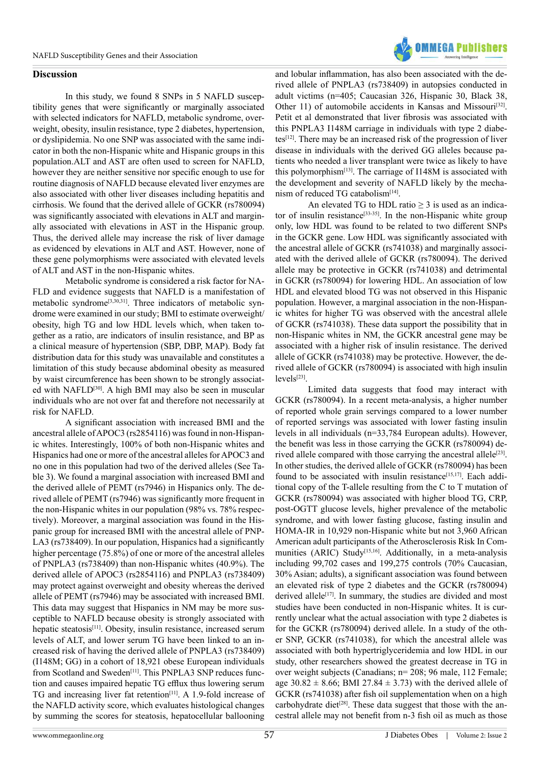## Discussion

In this study, we found 8 SNPs in 5 NAFLD susceptibility genes that were significantly or marginally associated with selected indicators for NAFLD, metabolic syndrome, overweight, obesity, insulin resistance, type 2 diabetes, hypertension, or dyslipidemia. No one SNP was associated with the same indicator in both the non-Hispanic white and Hispanic groups in this population.ALT and AST are often used to screen for NAFLD, however they are neither sensitive nor specific enough to use for routine diagnosis of NAFLD because elevated liver enzymes are also associated with other liver diseases including hepatitis and cirrhosis. We found that the derived allele of GCKR (rs780094) was significantly associated with elevations in ALT and marginally associated with elevations in AST in the Hispanic group. Thus, the derived allele may increase the risk of liver damage as evidenced by elevations in ALT and AST. However, none of these gene polymorphisms were associated with elevated levels of ALT and AST in the non-Hispanic whites.

Metabolic syndrome is considered a risk factor for NAFLD and evidence suggests that NAFLD is a manifestation of metabolic syndrome[3,30,31]. Three indicators of metabolic syndrome were examined in our study; BMI to estimate overweight/obesity, high TG and low HDL levels which, when taken together as a ratio, are indicators of insulin resistance, and BP as a clinical measure of hypertension (SBP, DBP, MAP). Body fat distribution data for this study was unavailable and constitutes a limitation of this study because abdominal obesity as measured by waist circumference has been shown to be strongly associated with NAFLD[30]. A high BMI may also be seen in muscular individuals who are not over fat and therefore not necessarily at risk for NAFLD.

A significant association with increased BMI and the ancestral allele of APOC3 (rs2854116) was found in non-Hispanic whites. Interestingly, 100% of both non-Hispanic whites and Hispanics had one or more of the ancestral alleles for APOC3 and no one in this population had two of the derived alleles (See Table 3). We found a marginal association with increased BMI and the derived allele of PEMT (rs7946) in Hispanics only. The derived allele of PEMT (rs7946) was significantly more frequent in the non-Hispanic whites in our population (98% vs. 78% respectively). Moreover, a marginal association was found in the Hispanic group for increased BMI with the ancestral allele of PNPLA3 (rs738409). In our population, Hispanics had a significantly higher percentage (75.8%) of one or more of the ancestral alleles of PNPLA3 (rs738409) than non-Hispanic whites (40.9%). The derived allele of APOC3 (rs2854116) and PNPLA3 (rs738409) may protect against overweight and obesity whereas the derived allele of PEMT (rs7946) may be associated with increased BMI. This data may suggest that Hispanics in NM may be more susceptible to NAFLD because obesity is strongly associated with hepatic steatosis[11]. Obesity, insulin resistance, increased serum levels of ALT, and lower serum TG have been linked to an increased risk of having the derived allele of PNPLA3 (rs738409) (I148M; GG) in a cohort of 18,921 obese European individuals from Scotland and Sweden[11]. This PNPLA3 SNP reduces function and causes impaired hepatic TG efflux thus lowering serum TG and increasing liver fat retention[11]. A 1.9-fold increase of the NAFLD activity score, which evaluates histological changes by summing the scores for steatosis, hepatocellular ballooning and lobular inflammation, has also been associated with the derived allele of PNPLA3 (rs738409) in autopsies conducted in adult victims (n=405; Caucasian 326, Hispanic 30, Black 38, Other 11) of automobile accidents in Kansas and Missouri[32]. Petit et al demonstrated that liver fibrosis was associated with this PNPLA3 I148M carriage in individuals with type 2 diabetes[12]. There may be an increased risk of the progression of liver disease in individuals with the derived GG alleles because patients who needed a liver transplant were twice as likely to have this polymorphism[13]. The carriage of I148M is associated with the development and severity of NAFLD likely by the mechanism of reduced TG catabolism[14].

An elevated TG to HDL ratio ≥ 3 is used as an indicator of insulin resistance[33-35]. In the non-Hispanic white group only, low HDL was found to be related to two different SNPs in the GCKR gene. Low HDL was significantly associated with the ancestral allele of GCKR (rs741038) and marginally associated with the derived allele of GCKR (rs780094). The derived allele may be protective in GCKR (rs741038) and detrimental in GCKR (rs780094) for lowering HDL. An association of low HDL and elevated blood TG was not observed in this Hispanic population. However, a marginal association in the non-Hispanic whites for higher TG was observed with the ancestral allele of GCKR (rs741038). These data support the possibility that in non-Hispanic whites in NM, the GCKR ancestral gene may be associated with a higher risk of insulin resistance. The derived allele of GCKR (rs741038) may be protective. However, the derived allele of GCKR (rs780094) is associated with high insulin levels[23].

Limited data suggests that food may interact with GCKR (rs780094). In a recent meta-analysis, a higher number of reported whole grain servings compared to a lower number of reported servings was associated with lower fasting insulin levels in all individuals (n=33,784 European adults). However, the benefit was less in those carrying the GCKR (rs780094) derived allele compared with those carrying the ancestral allele[23]. In other studies, the derived allele of GCKR (rs780094) has been found to be associated with insulin resistance[15,17]. Each additional copy of the T-allele resulting from the C to T mutation of GCKR (rs780094) was associated with higher blood TG, CRP, post-OGTT glucose levels, higher prevalence of the metabolic syndrome, and with lower fasting glucose, fasting insulin and HOMA-IR in 10,929 non-Hispanic white but not 3,960 African American adult participants of the Atherosclerosis Risk In Communities (ARIC) Study[15,16]. Additionally, in a meta-analysis including 99,702 cases and 199,275 controls (70% Caucasian, 30% Asian; adults), a significant association was found between an elevated risk of type 2 diabetes and the GCKR (rs780094) derived allele[17]. In summary, the studies are divided and most studies have been conducted in non-Hispanic whites. It is currently unclear what the actual association with type 2 diabetes is for the GCKR (rs780094) derived allele. In a study of the other SNP, GCKR (rs741038), for which the ancestral allele was associated with both hypertriglyceridemia and low HDL in our study, other researchers showed the greatest decrease in TG in over weight subjects (Canadians; n= 208; 96 male, 112 Female; age 30.82 ± 8.66; BMI 27.84 ± 3.73) with the derived allele of GCKR (rs741038) after fish oil supplementation when on a high carbohydrate diet[28]. These data suggest that those with the ancestral allele may not benefit from n-3 fish oil as much as those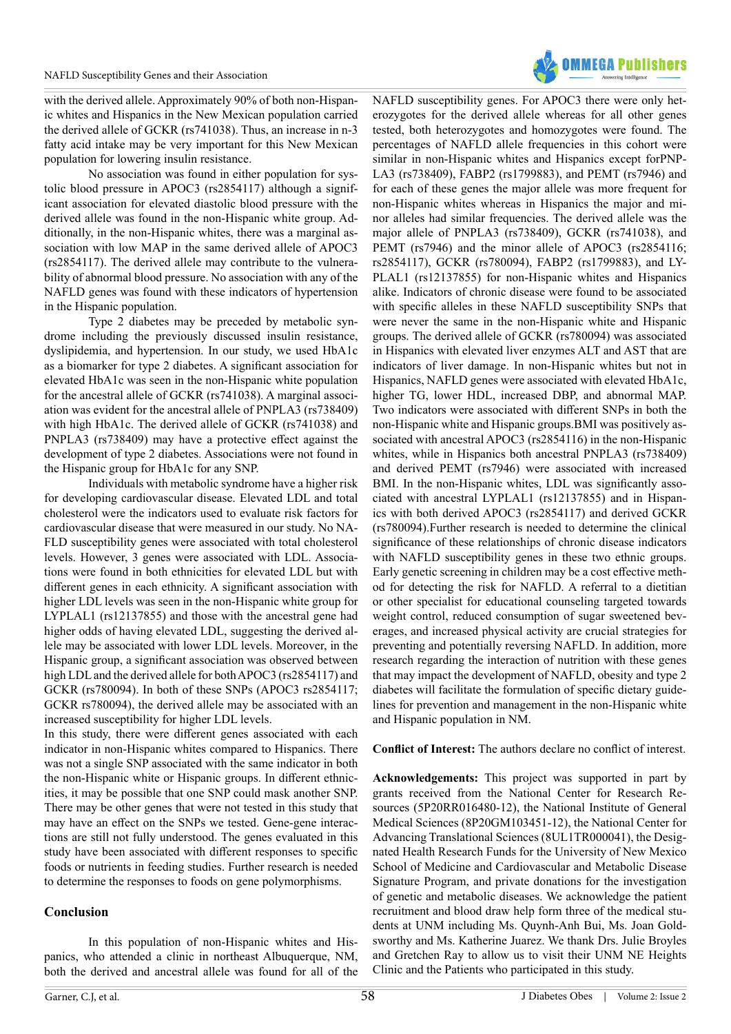with the derived allele. Approximately 90% of both non-Hispanic whites and Hispanics in the New Mexican population carried the derived allele of GCKR (rs741038). Thus, an increase in n-3 fatty acid intake may be very important for this New Mexican population for lowering insulin resistance.

No association was found in either population for systolic blood pressure in APOC3 (rs2854117) although a significant association for elevated diastolic blood pressure with the derived allele was found in the non-Hispanic white group. Additionally, in the non-Hispanic whites, there was a marginal association with low MAP in the same derived allele of APOC3 (rs2854117). The derived allele may contribute to the vulnerability of abnormal blood pressure. No association with any of the NAFLD genes was found with these indicators of hypertension in the Hispanic population.

Type 2 diabetes may be preceded by metabolic syndrome including the previously discussed insulin resistance, dyslipidemia, and hypertension. In our study, we used HbA1c as a biomarker for type 2 diabetes. A significant association for elevated HbA1c was seen in the non-Hispanic white population for the ancestral allele of GCKR (rs741038). A marginal association was evident for the ancestral allele of PNPLA3 (rs738409) with high HbA1c. The derived allele of GCKR (rs741038) and PNPLA3 (rs738409) may have a protective effect against the development of type 2 diabetes. Associations were not found in the Hispanic group for HbA1c for any SNP.

Individuals with metabolic syndrome have a higher risk for developing cardiovascular disease. Elevated LDL and total cholesterol were the indicators used to evaluate risk factors for cardiovascular disease that were measured in our study. No NAFLD susceptibility genes were associated with total cholesterol levels. However, 3 genes were associated with LDL. Associations were found in both ethnicities for elevated LDL but with different genes in each ethnicity. A significant association with higher LDL levels was seen in the non-Hispanic white group for LYPLAL1 (rs12137855) and those with the ancestral gene had higher odds of having elevated LDL, suggesting the derived allele may be associated with lower LDL levels. Moreover, in the Hispanic group, a significant association was observed between high LDL and the derived allele for both APOC3 (rs2854117) and GCKR (rs780094). In both of these SNPs (APOC3 rs2854117; GCKR rs780094), the derived allele may be associated with an increased susceptibility for higher LDL levels.

In this study, there were different genes associated with each indicator in non-Hispanic whites compared to Hispanics. There was not a single SNP associated with the same indicator in both the non-Hispanic white or Hispanic groups. In different ethnicities, it may be possible that one SNP could mask another SNP. There may be other genes that were not tested in this study that may have an effect on the SNPs we tested. Gene-gene interactions are still not fully understood. The genes evaluated in this study have been associated with different responses to specific foods or nutrients in feeding studies. Further research is needed to determine the responses to foods on gene polymorphisms.

## Conclusion

In this population of non-Hispanic whites and Hispanics, who attended a clinic in northeast Albuquerque, NM, both the derived and ancestral allele was found for all of the NAFLD susceptibility genes. For APOC3 there were only heterozygotes for the derived allele whereas for all other genes tested, both heterozygotes and homozygotes were found. The percentages of NAFLD allele frequencies in this cohort were similar in non-Hispanic whites and Hispanics except forPNPLA3 (rs738409), FABP2 (rs1799883), and PEMT (rs7946) and for each of these genes the major allele was more frequent for non-Hispanic whites whereas in Hispanics the major and minor alleles had similar frequencies. The derived allele was the major allele of PNPLA3 (rs738409), GCKR (rs741038), and PEMT (rs7946) and the minor allele of APOC3 (rs2854116; rs2854117), GCKR (rs780094), FABP2 (rs1799883), and LYPLAL1 (rs12137855) for non-Hispanic whites and Hispanics alike. Indicators of chronic disease were found to be associated with specific alleles in these NAFLD susceptibility SNPs that were never the same in the non-Hispanic white and Hispanic groups. The derived allele of GCKR (rs780094) was associated in Hispanics with elevated liver enzymes ALT and AST that are indicators of liver damage. In non-Hispanic whites but not in Hispanics, NAFLD genes were associated with elevated HbA1c, higher TG, lower HDL, increased DBP, and abnormal MAP. Two indicators were associated with different SNPs in both the non-Hispanic white and Hispanic groups.BMI was positively associated with ancestral APOC3 (rs2854116) in the non-Hispanic whites, while in Hispanics both ancestral PNPLA3 (rs738409) and derived PEMT (rs7946) were associated with increased BMI. In the non-Hispanic whites, LDL was significantly associated with ancestral LYPLAL1 (rs12137855) and in Hispanics with both derived APOC3 (rs2854117) and derived GCKR (rs780094).Further research is needed to determine the clinical significance of these relationships of chronic disease indicators with NAFLD susceptibility genes in these two ethnic groups. Early genetic screening in children may be a cost effective method for detecting the risk for NAFLD. A referral to a dietitian or other specialist for educational counseling targeted towards weight control, reduced consumption of sugar sweetened beverages, and increased physical activity are crucial strategies for preventing and potentially reversing NAFLD. In addition, more research regarding the interaction of nutrition with these genes that may impact the development of NAFLD, obesity and type 2 diabetes will facilitate the formulation of specific dietary guidelines for prevention and management in the non-Hispanic white and Hispanic population in NM.

**Conflict of Interest:** The authors declare no conflict of interest.

**Acknowledgements:** This project was supported in part by grants received from the National Center for Research Resources (5P20RR016480-12), the National Institute of General Medical Sciences (8P20GM103451-12), the National Center for Advancing Translational Sciences (8UL1TR000041), the Designated Health Research Funds for the University of New Mexico School of Medicine and Cardiovascular and Metabolic Disease Signature Program, and private donations for the investigation of genetic and metabolic diseases. We acknowledge the patient recruitment and blood draw help form three of the medical students at UNM including Ms. Quynh-Anh Bui, Ms. Joan Goldsworthy and Ms. Katherine Juarez. We thank Drs. Julie Broyles and Gretchen Ray to allow us to visit their UNM NE Heights Clinic and the Patients who participated in this study.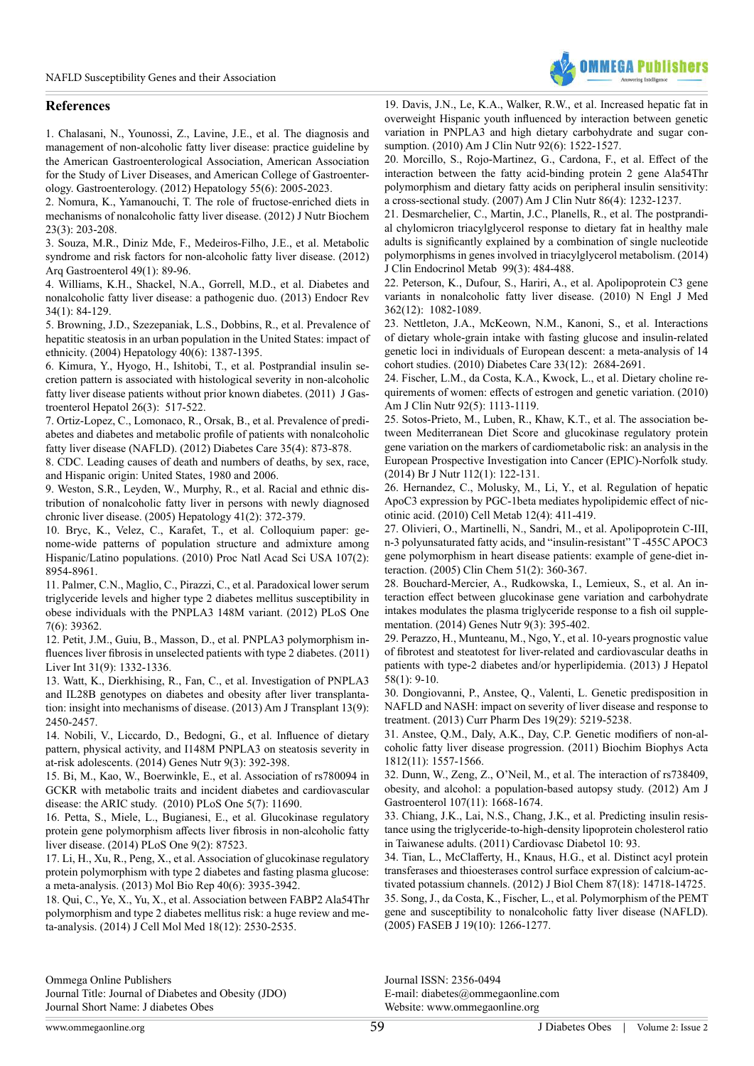## References

1. Chalasani, N., Younossi, Z., Lavine, J.E., et al. The diagnosis and management of non-alcoholic fatty liver disease: practice guideline by the American Gastroenterological Association, American Association for the Study of Liver Diseases, and American College of Gastroenterology. Gastroenterology. (2012) Hepatology 55(6): 2005-2023.
2. Nomura, K., Yamanouchi, T. The role of fructose-enriched diets in mechanisms of nonalcoholic fatty liver disease. (2012) J Nutr Biochem 23(3): 203-208.
3. Souza, M.R., Diniz Mde, F., Medeiros-Filho, J.E., et al. Metabolic syndrome and risk factors for non-alcoholic fatty liver disease. (2012) Arq Gastroenterol 49(1): 89-96.
4. Williams, K.H., Shackel, N.A., Gorrell, M.D., et al. Diabetes and nonalcoholic fatty liver disease: a pathogenic duo. (2013) Endocr Rev 34(1): 84-129.
5. Browning, J.D., Szezepaniak, L.S., Dobbins, R., et al. Prevalence of hepatitic steatosis in an urban population in the United States: impact of ethnicity. (2004) Hepatology 40(6): 1387-1395.
6. Kimura, Y., Hyogo, H., Ishitobi, T., et al. Postprandial insulin secretion pattern is associated with histological severity in non-alcoholic fatty liver disease patients without prior known diabetes. (2011) J Gastroenterol Hepatol 26(3): 517-522.
7. Ortiz-Lopez, C., Lomonaco, R., Orsak, B., et al. Prevalence of prediabetes and diabetes and metabolic profile of patients with nonalcoholic fatty liver disease (NAFLD). (2012) Diabetes Care 35(4): 873-878.
8. CDC. Leading causes of death and numbers of deaths, by sex, race, and Hispanic origin: United States, 1980 and 2006.
9. Weston, S.R., Leyden, W., Murphy, R., et al. Racial and ethnic distribution of nonalcoholic fatty liver in persons with newly diagnosed chronic liver disease. (2005) Hepatology 41(2): 372-379.
10. Bryc, K., Velez, C., Karafet, T., et al. Colloquium paper: genome-wide patterns of population structure and admixture among Hispanic/Latino populations. (2010) Proc Natl Acad Sci USA 107(2): 8954-8961.
11. Palmer, C.N., Maglio, C., Pirazzi, C., et al. Paradoxical lower serum triglyceride levels and higher type 2 diabetes mellitus susceptibility in obese individuals with the PNPLA3 148M variant. (2012) PLoS One 7(6): 39362.
12. Petit, J.M., Guiu, B., Masson, D., et al. PNPLA3 polymorphism influences liver fibrosis in unselected patients with type 2 diabetes. (2011) Liver Int 31(9): 1332-1336.
13. Watt, K., Dierkhising, R., Fan, C., et al. Investigation of PNPLA3 and IL28B genotypes on diabetes and obesity after liver transplantation: insight into mechanisms of disease. (2013) Am J Transplant 13(9): 2450-2457.
14. Nobili, V., Liccardo, D., Bedogni, G., et al. Influence of dietary pattern, physical activity, and I148M PNPLA3 on steatosis severity in at-risk adolescents. (2014) Genes Nutr 9(3): 392-398.
15. Bi, M., Kao, W., Boerwinkle, E., et al. Association of rs780094 in GCKR with metabolic traits and incident diabetes and cardiovascular disease: the ARIC study. (2010) PLoS One 5(7): 11690.
16. Petta, S., Miele, L., Bugianesi, E., et al. Glucokinase regulatory protein gene polymorphism affects liver fibrosis in non-alcoholic fatty liver disease. (2014) PLoS One 9(2): 87523.
17. Li, H., Xu, R., Peng, X., et al. Association of glucokinase regulatory protein polymorphism with type 2 diabetes and fasting plasma glucose: a meta-analysis. (2013) Mol Bio Rep 40(6): 3935-3942.
18. Qui, C., Ye, X., Yu, X., et al. Association between FABP2 Ala54Thr polymorphism and type 2 diabetes mellitus risk: a huge review and meta-analysis. (2014) J Cell Mol Med 18(12): 2530-2535.
19. Davis, J.N., Le, K.A., Walker, R.W., et al. Increased hepatic fat in overweight Hispanic youth influenced by interaction between genetic variation in PNPLA3 and high dietary carbohydrate and sugar consumption. (2010) Am J Clin Nutr 92(6): 1522-1527.
20. Morcillo, S., Rojo-Martinez, G., Cardona, F., et al. Effect of the interaction between the fatty acid-binding protein 2 gene Ala54Thr polymorphism and dietary fatty acids on peripheral insulin sensitivity: a cross-sectional study. (2007) Am J Clin Nutr 86(4): 1232-1237.
21. Desmarchelier, C., Martin, J.C., Planells, R., et al. The postprandial chylomicron triacylglycerol response to dietary fat in healthy male adults is significantly explained by a combination of single nucleotide polymorphisms in genes involved in triacylglycerol metabolism. (2014) J Clin Endocrinol Metab 99(3): 484-488.
22. Peterson, K., Dufour, S., Hariri, A., et al. Apolipoprotein C3 gene variants in nonalcoholic fatty liver disease. (2010) N Engl J Med 362(12): 1082-1089.
23. Nettleton, J.A., McKeown, N.M., Kanoni, S., et al. Interactions of dietary whole-grain intake with fasting glucose and insulin-related genetic loci in individuals of European descent: a meta-analysis of 14 cohort studies. (2010) Diabetes Care 33(12): 2684-2691.
24. Fischer, L.M., da Costa, K.A., Kwock, L., et al. Dietary choline requirements of women: effects of estrogen and genetic variation. (2010) Am J Clin Nutr 92(5): 1113-1119.
25. Sotos-Prieto, M., Luben, R., Khaw, K.T., et al. The association between Mediterranean Diet Score and glucokinase regulatory protein gene variation on the markers of cardiometabolic risk: an analysis in the European Prospective Investigation into Cancer (EPIC)-Norfolk study. (2014) Br J Nutr 112(1): 122-131.
26. Hernandez, C., Molusky, M., Li, Y., et al. Regulation of hepatic ApoC3 expression by PGC-1beta mediates hypolipidemic effect of nicotinic acid. (2010) Cell Metab 12(4): 411-419.
27. Olivieri, O., Martinelli, N., Sandri, M., et al. Apolipoprotein C-III, n-3 polyunsaturated fatty acids, and "insulin-resistant" T -455C APOC3 gene polymorphism in heart disease patients: example of gene-diet interaction. (2005) Clin Chem 51(2): 360-367.
28. Bouchard-Mercier, A., Rudkowska, I., Lemieux, S., et al. An interaction effect between glucokinase gene variation and carbohydrate intakes modulates the plasma triglyceride response to a fish oil supplementation. (2014) Genes Nutr 9(3): 395-402.
29. Perazzo, H., Munteanu, M., Ngo, Y., et al. 10-years prognostic value of fibrotest and steatotest for liver-related and cardiovascular deaths in patients with type-2 diabetes and/or hyperlipidemia. (2013) J Hepatol 58(1): 9-10.
30. Dongiovanni, P., Anstee, Q., Valenti, L. Genetic predisposition in NAFLD and NASH: impact on severity of liver disease and response to treatment. (2013) Curr Pharm Des 19(29): 5219-5238.
31. Anstee, Q.M., Daly, A.K., Day, C.P. Genetic modifiers of non-alcoholic fatty liver disease progression. (2011) Biochim Biophys Acta 1812(11): 1557-1566.
32. Dunn, W., Zeng, Z., O'Neil, M., et al. The interaction of rs738409, obesity, and alcohol: a population-based autopsy study. (2012) Am J Gastroenterol 107(11): 1668-1674.
33. Chiang, J.K., Lai, N.S., Chang, J.K., et al. Predicting insulin resistance using the triglyceride-to-high-density lipoprotein cholesterol ratio in Taiwanese adults. (2011) Cardiovasc Diabetol 10: 93.
34. Tian, L., McClafferty, H., Knaus, H.G., et al. Distinct acyl protein transferases and thioesterases control surface expression of calcium-activated potassium channels. (2012) J Biol Chem 87(18): 14718-14725.
35. Song, J., da Costa, K., Fischer, L., et al. Polymorphism of the PEMT gene and susceptibility to nonalcoholic fatty liver disease (NAFLD). (2005) FASEB J 19(10): 1266-1277.